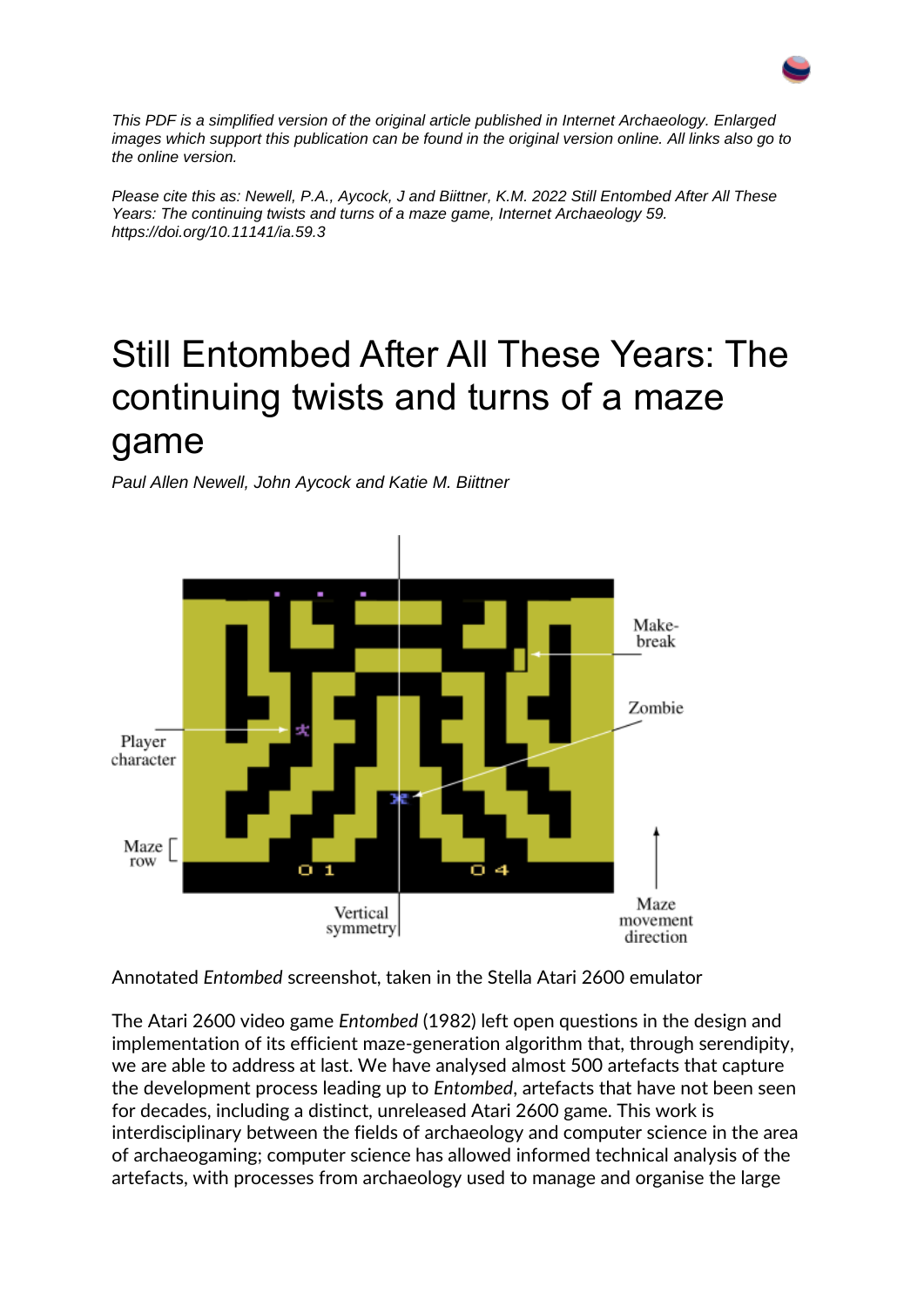*This PDF is a simplified version of the original article published in Internet Archaeology. Enlarged images which support this publication can be found in the original version online. All links also go to the online version.*

*Please cite this as: Newell, P.A., Aycock, J and Biittner, K.M. 2022 Still Entombed After All These Years: The continuing twists and turns of a maze game, Internet Archaeology 59. https://doi.org/10.11141/ia.59.3*

# Still Entombed After All These Years: The continuing twists and turns of a maze game

*Paul Allen Newell, John Aycock and Katie M. Biittner*

Annotated *Entombed* screenshot, taken in the Stella Atari 2600 emulator

The Atari 2600 video game *Entombed* (1982) left open questions in the design and implementation of its efficient maze-generation algorithm that, through serendipity, we are able to address at last. We have analysed almost 500 artefacts that capture the development process leading up to *Entombed*, artefacts that have not been seen for decades, including a distinct, unreleased Atari 2600 game. This work is interdisciplinary between the fields of archaeology and computer science in the area of archaeogaming; computer science has allowed informed technical analysis of the artefacts, with processes from archaeology used to manage and organise the large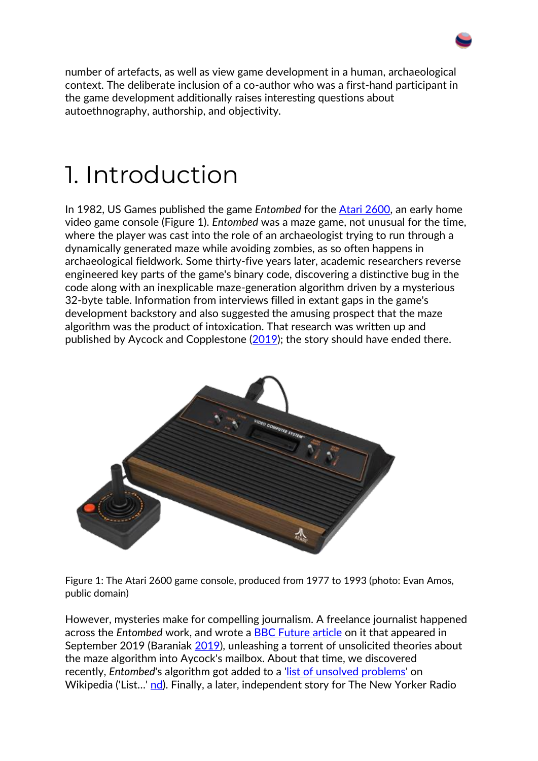number of artefacts, as well as view game development in a human, archaeological context. The deliberate inclusion of a co-author who was a first-hand participant in the game development additionally raises interesting questions about autoethnography, authorship, and objectivity.

# 1. Introduction

In 1982, US Games published the game *Entombed* for the Atari 2600, an early home video game console (Figure 1). *Entombed* was a maze game, not unusual for the time, where the player was cast into the role of an archaeologist trying to run through a dynamically generated maze while avoiding zombies, as so often happens in archaeological fieldwork. Some thirty-five years later, academic researchers reverse engineered key parts of the game's binary code, discovering a distinctive bug in the code along with an inexplicable maze-generation algorithm driven by a mysterious 32-byte table. Information from interviews filled in extant gaps in the game's development backstory and also suggested the amusing prospect that the maze algorithm was the product of intoxication. That research was written up and published by Aycock and Copplestone (2019); the story should have ended there.

Figure 1: The Atari 2600 game console, produced from 1977 to 1993 (photo: Evan Amos, public domain)

However, mysteries make for compelling journalism. A freelance journalist happened across the *Entombed* work, and wrote a BBC Future article on it that appeared in September 2019 (Baraniak 2019), unleashing a torrent of unsolicited theories about the maze algorithm into Aycock's mailbox. About that time, we discovered recently, *Entombed*'s algorithm got added to a 'list of unsolved problems' on Wikipedia ('List...' nd). Finally, a later, independent story for The New Yorker Radio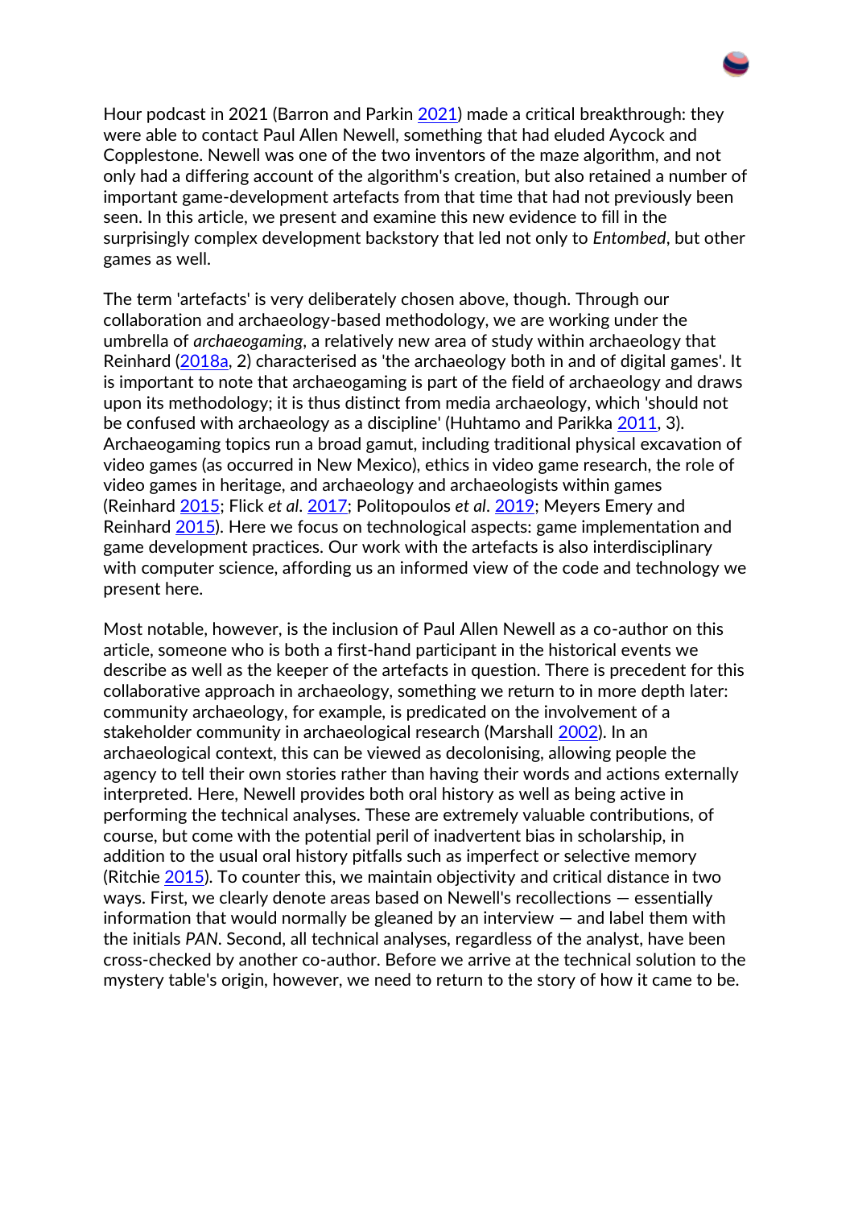Hour podcast in 2021 (Barron and Parkin [2021](#)) made a critical breakthrough: they were able to contact Paul Allen Newell, something that had eluded Aycock and Copplestone. Newell was one of the two inventors of the maze algorithm, and not only had a differing account of the algorithm's creation, but also retained a number of important game-development artefacts from that time that had not previously been seen. In this article, we present and examine this new evidence to fill in the surprisingly complex development backstory that led not only to *Entombed*, but other games as well.

The term 'artefacts' is very deliberately chosen above, though. Through our collaboration and archaeology-based methodology, we are working under the umbrella of *archaeogaming*, a relatively new area of study within archaeology that Reinhard ([2018a](#), 2) characterised as 'the archaeology both in and of digital games'. It is important to note that archaeogaming is part of the field of archaeology and draws upon its methodology; it is thus distinct from media archaeology, which 'should not be confused with archaeology as a discipline' (Huhtamo and Parikka [2011](#), 3). Archaeogaming topics run a broad gamut, including traditional physical excavation of video games (as occurred in New Mexico), ethics in video game research, the role of video games in heritage, and archaeology and archaeologists within games (Reinhard [2015](#); Flick *et al.* [2017](#); Politopoulos *et al.* [2019](#); Meyers Emery and Reinhard [2015](#)). Here we focus on technological aspects: game implementation and game development practices. Our work with the artefacts is also interdisciplinary with computer science, affording us an informed view of the code and technology we present here.

Most notable, however, is the inclusion of Paul Allen Newell as a co-author on this article, someone who is both a first-hand participant in the historical events we describe as well as the keeper of the artefacts in question. There is precedent for this collaborative approach in archaeology, something we return to in more depth later: community archaeology, for example, is predicated on the involvement of a stakeholder community in archaeological research (Marshall [2002](#)). In an archaeological context, this can be viewed as decolonising, allowing people the agency to tell their own stories rather than having their words and actions externally interpreted. Here, Newell provides both oral history as well as being active in performing the technical analyses. These are extremely valuable contributions, of course, but come with the potential peril of inadvertent bias in scholarship, in addition to the usual oral history pitfalls such as imperfect or selective memory (Ritchie [2015](#)). To counter this, we maintain objectivity and critical distance in two ways. First, we clearly denote areas based on Newell's recollections — essentially information that would normally be gleaned by an interview — and label them with the initials *PAN*. Second, all technical analyses, regardless of the analyst, have been cross-checked by another co-author. Before we arrive at the technical solution to the mystery table's origin, however, we need to return to the story of how it came to be.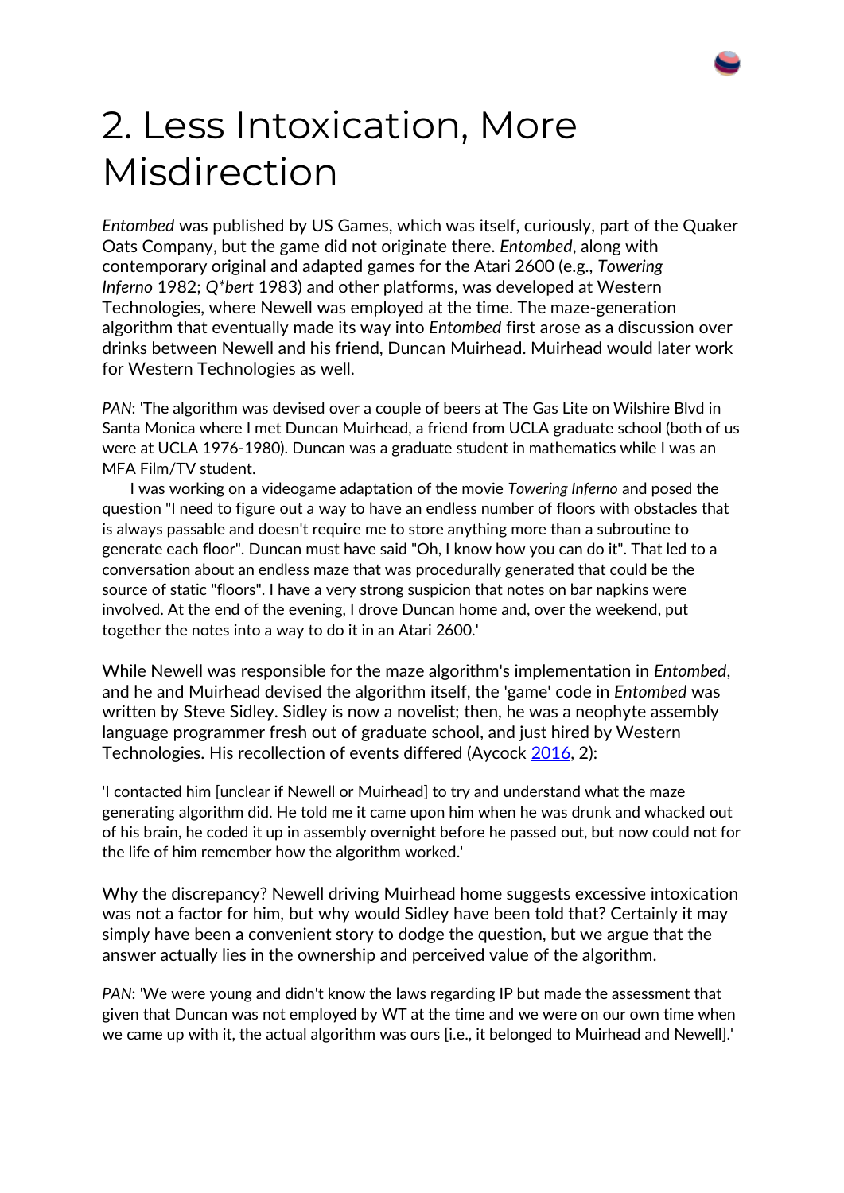# 2. Less Intoxication, More Misdirection

*Entombed* was published by US Games, which was itself, curiously, part of the Quaker Oats Company, but the game did not originate there. *Entombed*, along with contemporary original and adapted games for the Atari 2600 (e.g., *Towering Inferno* 1982; *Q*bert* 1983) and other platforms, was developed at Western Technologies, where Newell was employed at the time. The maze-generation algorithm that eventually made its way into *Entombed* first arose as a discussion over drinks between Newell and his friend, Duncan Muirhead. Muirhead would later work for Western Technologies as well.

> *PAN*: 'The algorithm was devised over a couple of beers at The Gas Lite on Wilshire Blvd in Santa Monica where I met Duncan Muirhead, a friend from UCLA graduate school (both of us were at UCLA 1976-1980). Duncan was a graduate student in mathematics while I was an MFA Film/TV student.
>
> I was working on a videogame adaptation of the movie *Towering Inferno* and posed the question "I need to figure out a way to have an endless number of floors with obstacles that is always passable and doesn't require me to store anything more than a subroutine to generate each floor". Duncan must have said "Oh, I know how you can do it". That led to a conversation about an endless maze that was procedurally generated that could be the source of static "floors". I have a very strong suspicion that notes on bar napkins were involved. At the end of the evening, I drove Duncan home and, over the weekend, put together the notes into a way to do it in an Atari 2600.'

While Newell was responsible for the maze algorithm's implementation in *Entombed*, and he and Muirhead devised the algorithm itself, the 'game' code in *Entombed* was written by Steve Sidley. Sidley is now a novelist; then, he was a neophyte assembly language programmer fresh out of graduate school, and just hired by Western Technologies. His recollection of events differed (Aycock [2016](#), 2):

> 'I contacted him [unclear if Newell or Muirhead] to try and understand what the maze generating algorithm did. He told me it came upon him when he was drunk and whacked out of his brain, he coded it up in assembly overnight before he passed out, but now could not for the life of him remember how the algorithm worked.'

Why the discrepancy? Newell driving Muirhead home suggests excessive intoxication was not a factor for him, but why would Sidley have been told that? Certainly it may simply have been a convenient story to dodge the question, but we argue that the answer actually lies in the ownership and perceived value of the algorithm.

> *PAN*: 'We were young and didn't know the laws regarding IP but made the assessment that given that Duncan was not employed by WT at the time and we were on our own time when we came up with it, the actual algorithm was ours [i.e., it belonged to Muirhead and Newell].'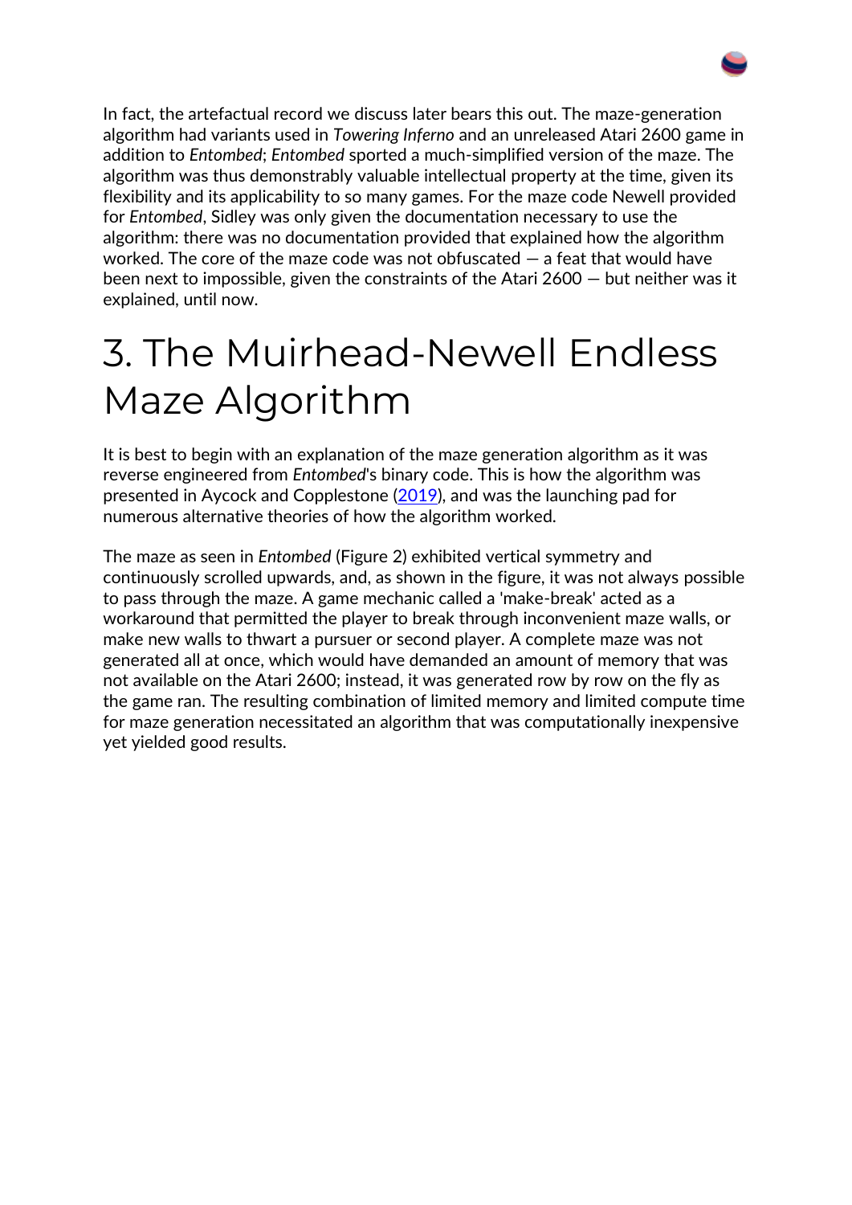In fact, the artefactual record we discuss later bears this out. The maze-generation algorithm had variants used in *Towering Inferno* and an unreleased Atari 2600 game in addition to *Entombed*; *Entombed* sported a much-simplified version of the maze. The algorithm was thus demonstrably valuable intellectual property at the time, given its flexibility and its applicability to so many games. For the maze code Newell provided for *Entombed*, Sidley was only given the documentation necessary to use the algorithm: there was no documentation provided that explained how the algorithm worked. The core of the maze code was not obfuscated — a feat that would have been next to impossible, given the constraints of the Atari 2600 — but neither was it explained, until now.

# 3. The Muirhead-Newell Endless Maze Algorithm

It is best to begin with an explanation of the maze generation algorithm as it was reverse engineered from *Entombed*'s binary code. This is how the algorithm was presented in Aycock and Copplestone (2019), and was the launching pad for numerous alternative theories of how the algorithm worked.

The maze as seen in *Entombed* (Figure 2) exhibited vertical symmetry and continuously scrolled upwards, and, as shown in the figure, it was not always possible to pass through the maze. A game mechanic called a 'make-break' acted as a workaround that permitted the player to break through inconvenient maze walls, or make new walls to thwart a pursuer or second player. A complete maze was not generated all at once, which would have demanded an amount of memory that was not available on the Atari 2600; instead, it was generated row by row on the fly as the game ran. The resulting combination of limited memory and limited compute time for maze generation necessitated an algorithm that was computationally inexpensive yet yielded good results.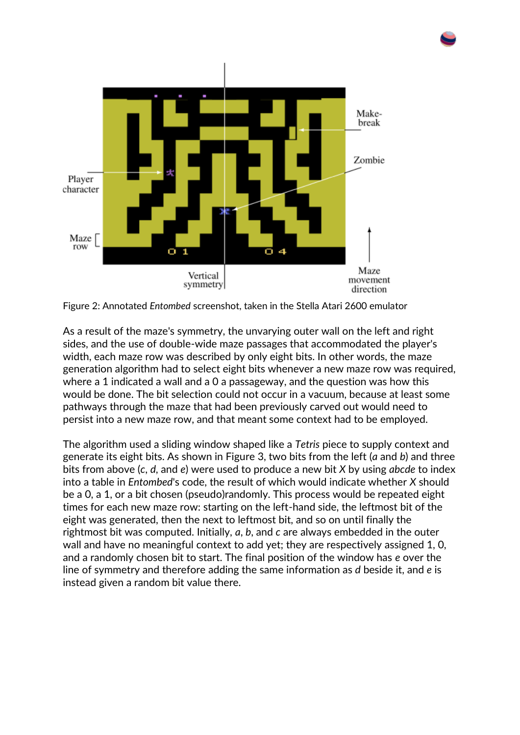Figure 2: Annotated *Entombed* screenshot, taken in the Stella Atari 2600 emulator

As a result of the maze's symmetry, the unvarying outer wall on the left and right sides, and the use of double-wide maze passages that accommodated the player's width, each maze row was described by only eight bits. In other words, the maze generation algorithm had to select eight bits whenever a new maze row was required, where a 1 indicated a wall and a 0 a passageway, and the question was how this would be done. The bit selection could not occur in a vacuum, because at least some pathways through the maze that had been previously carved out would need to persist into a new maze row, and that meant some context had to be employed.

The algorithm used a sliding window shaped like a *Tetris* piece to supply context and generate its eight bits. As shown in Figure 3, two bits from the left (*a* and *b*) and three bits from above (*c*, *d*, and *e*) were used to produce a new bit *X* by using *abcde* to index into a table in *Entombed*'s code, the result of which would indicate whether *X* should be a 0, a 1, or a bit chosen (pseudo)randomly. This process would be repeated eight times for each new maze row: starting on the left-hand side, the leftmost bit of the eight was generated, then the next to leftmost bit, and so on until finally the rightmost bit was computed. Initially, *a*, *b*, and *c* are always embedded in the outer wall and have no meaningful context to add yet; they are respectively assigned 1, 0, and a randomly chosen bit to start. The final position of the window has *e* over the line of symmetry and therefore adding the same information as *d* beside it, and *e* is instead given a random bit value there.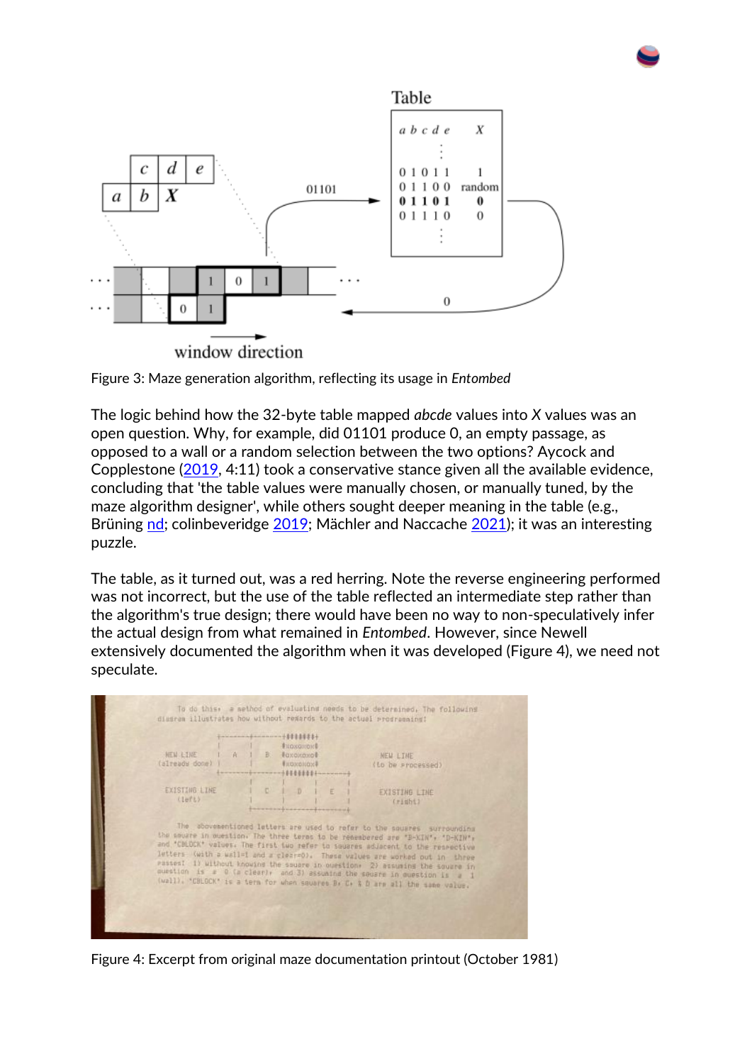Figure 3: Maze generation algorithm, reflecting its usage in *Entombed*

The logic behind how the 32-byte table mapped *abcde* values into *X* values was an open question. Why, for example, did 01101 produce 0, an empty passage, as opposed to a wall or a random selection between the two options? Aycock and Copplestone (2019, 4:11) took a conservative stance given all the available evidence, concluding that 'the table values were manually chosen, or manually tuned, by the maze algorithm designer', while others sought deeper meaning in the table (e.g., Brüning nd; colinbeveridge 2019; Mächler and Naccache 2021); it was an interesting puzzle.

The table, as it turned out, was a red herring. Note the reverse engineering performed was not incorrect, but the use of the table reflected an intermediate step rather than the algorithm's true design; there would have been no way to non-speculatively infer the actual design from what remained in *Entombed*. However, since Newell extensively documented the algorithm when it was developed (Figure 4), we need not speculate.

Figure 4: Excerpt from original maze documentation printout (October 1981)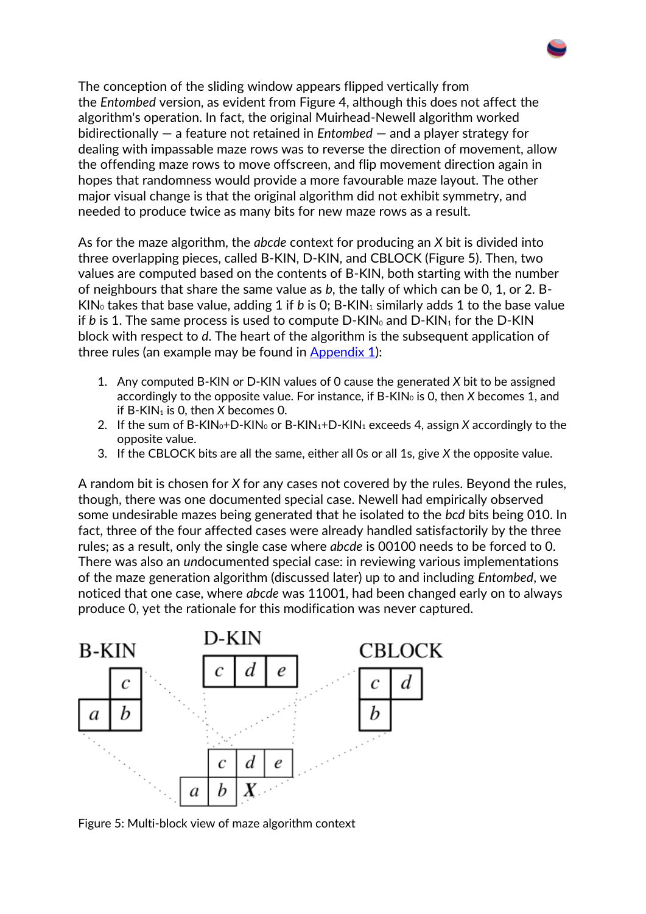The conception of the sliding window appears flipped vertically from the *Entombed* version, as evident from Figure 4, although this does not affect the algorithm's operation. In fact, the original Muirhead-Newell algorithm worked bidirectionally — a feature not retained in *Entombed* — and a player strategy for dealing with impassable maze rows was to reverse the direction of movement, allow the offending maze rows to move offscreen, and flip movement direction again in hopes that randomness would provide a more favourable maze layout. The other major visual change is that the original algorithm did not exhibit symmetry, and needed to produce twice as many bits for new maze rows as a result.

As for the maze algorithm, the *abcde* context for producing an *X* bit is divided into three overlapping pieces, called B-KIN, D-KIN, and CBLOCK (Figure 5). Then, two values are computed based on the contents of B-KIN, both starting with the number of neighbours that share the same value as *b*, the tally of which can be 0, 1, or 2. B-KIN$_0$ takes that base value, adding 1 if *b* is 0; B-KIN$_1$ similarly adds 1 to the base value if *b* is 1. The same process is used to compute D-KIN$_0$ and D-KIN$_1$ for the D-KIN block with respect to *d*. The heart of the algorithm is the subsequent application of three rules (an example may be found in [Appendix 1](#)):

1. Any computed B-KIN or D-KIN values of 0 cause the generated *X* bit to be assigned accordingly to the opposite value. For instance, if B-KIN$_0$ is 0, then *X* becomes 1, and if B-KIN$_1$ is 0, then *X* becomes 0.
2. If the sum of B-KIN$_0$+D-KIN$_0$ or B-KIN$_1$+D-KIN$_1$ exceeds 4, assign *X* accordingly to the opposite value.
3. If the CBLOCK bits are all the same, either all 0s or all 1s, give *X* the opposite value.

A random bit is chosen for *X* for any cases not covered by the rules. Beyond the rules, though, there was one documented special case. Newell had empirically observed some undesirable mazes being generated that he isolated to the *bcd* bits being 010. In fact, three of the four affected cases were already handled satisfactorily by the three rules; as a result, only the single case where *abcde* is 00100 needs to be forced to 0. There was also an *un*documented special case: in reviewing various implementations of the maze generation algorithm (discussed later) up to and including *Entombed*, we noticed that one case, where *abcde* was 11001, had been changed early on to always produce 0, yet the rationale for this modification was never captured.

| B-KIN | D-KIN | CBLOCK |
|---|---|---|
| *a b* / *c* | *c d e* | *c d* / *b* |

Figure 5: Multi-block view of maze algorithm context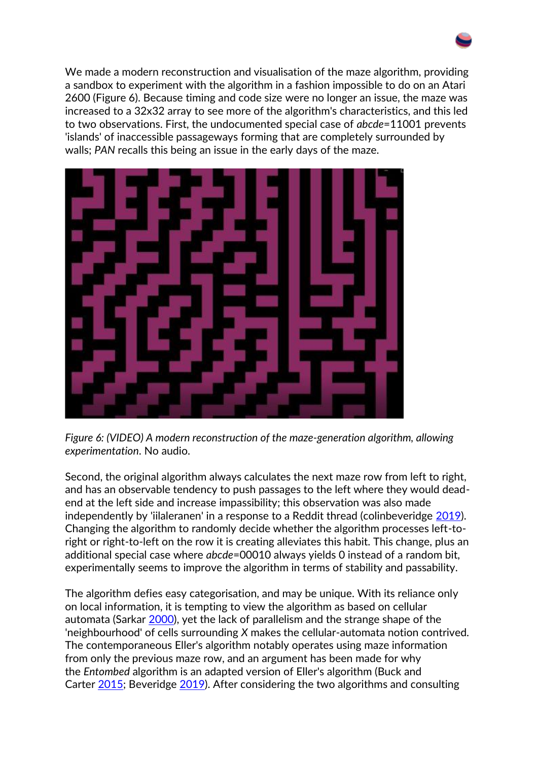We made a modern reconstruction and visualisation of the maze algorithm, providing a sandbox to experiment with the algorithm in a fashion impossible to do on an Atari 2600 (Figure 6). Because timing and code size were no longer an issue, the maze was increased to a 32x32 array to see more of the algorithm's characteristics, and this led to two observations. First, the undocumented special case of *abcde*=11001 prevents 'islands' of inaccessible passageways forming that are completely surrounded by walls; *PAN* recalls this being an issue in the early days of the maze.

*Figure 6: (VIDEO) A modern reconstruction of the maze-generation algorithm, allowing experimentation*. No audio.

Second, the original algorithm always calculates the next maze row from left to right, and has an observable tendency to push passages to the left where they would dead-end at the left side and increase impassibility; this observation was also made independently by 'iilaleranen' in a response to a Reddit thread (colinbeveridge 2019). Changing the algorithm to randomly decide whether the algorithm processes left-to-right or right-to-left on the row it is creating alleviates this habit. This change, plus an additional special case where *abcde*=00010 always yields 0 instead of a random bit, experimentally seems to improve the algorithm in terms of stability and passability.

The algorithm defies easy categorisation, and may be unique. With its reliance only on local information, it is tempting to view the algorithm as based on cellular automata (Sarkar 2000), yet the lack of parallelism and the strange shape of the 'neighbourhood' of cells surrounding *X* makes the cellular-automata notion contrived. The contemporaneous Eller's algorithm notably operates using maze information from only the previous maze row, and an argument has been made for why the *Entombed* algorithm is an adapted version of Eller's algorithm (Buck and Carter 2015; Beveridge 2019). After considering the two algorithms and consulting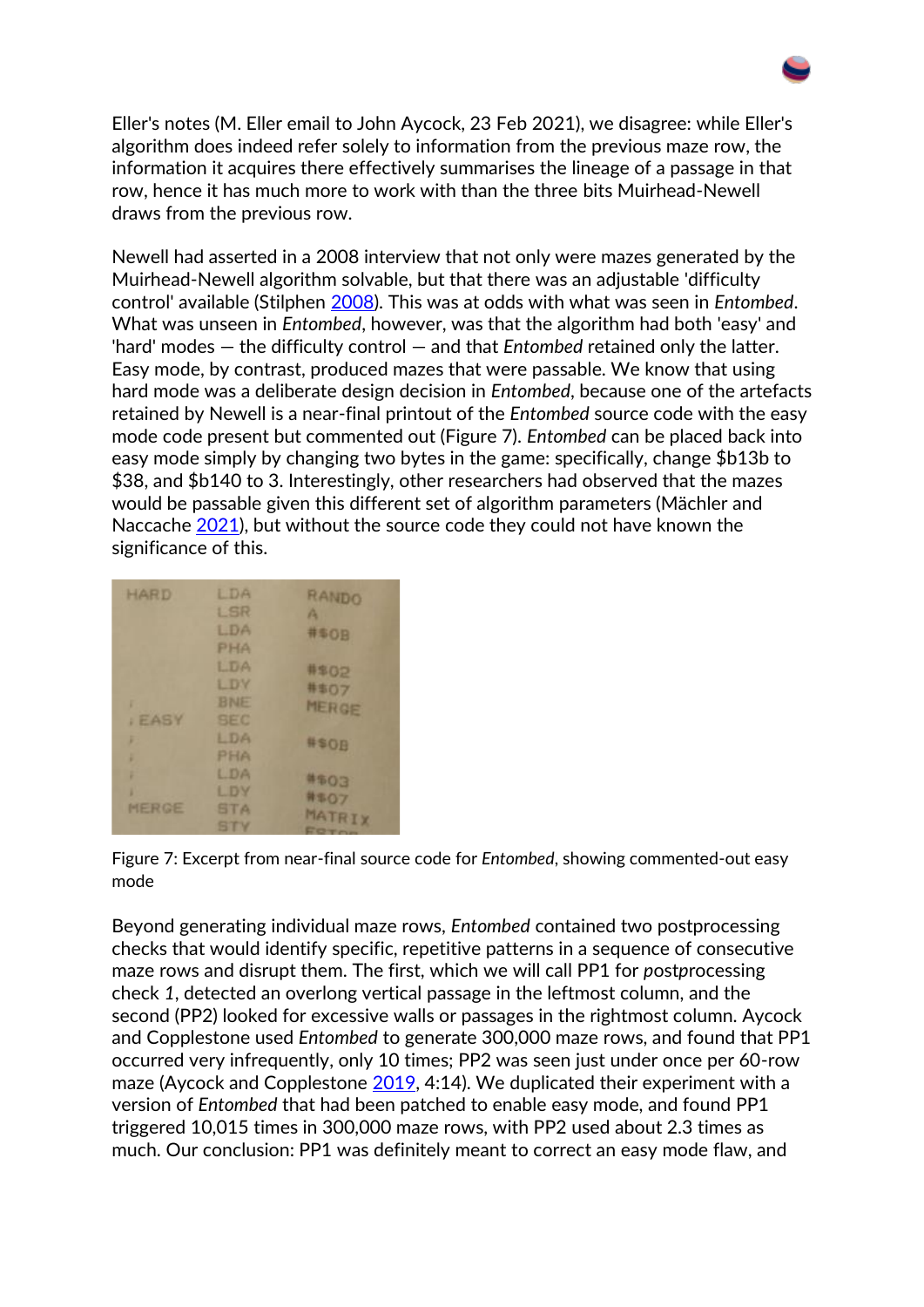Eller's notes (M. Eller email to John Aycock, 23 Feb 2021), we disagree: while Eller's algorithm does indeed refer solely to information from the previous maze row, the information it acquires there effectively summarises the lineage of a passage in that row, hence it has much more to work with than the three bits Muirhead-Newell draws from the previous row.

Newell had asserted in a 2008 interview that not only were mazes generated by the Muirhead-Newell algorithm solvable, but that there was an adjustable 'difficulty control' available (Stilphen 2008). This was at odds with what was seen in *Entombed*. What was unseen in *Entombed*, however, was that the algorithm had both 'easy' and 'hard' modes — the difficulty control — and that *Entombed* retained only the latter. Easy mode, by contrast, produced mazes that were passable. We know that using hard mode was a deliberate design decision in *Entombed*, because one of the artefacts retained by Newell is a near-final printout of the *Entombed* source code with the easy mode code present but commented out (Figure 7). *Entombed* can be placed back into easy mode simply by changing two bytes in the game: specifically, change $b13b to $38, and $b140 to 3. Interestingly, other researchers had observed that the mazes would be passable given this different set of algorithm parameters (Mächler and Naccache 2021), but without the source code they could not have known the significance of this.

```
HARD    LDA   RANDO
        LSR   A
        LDA   #$0B
        PHA
        LDA   #$02
        LDY   #$07
;       BNE   MERGE
;EASY   SEC
;       LDA   #$0B
;       PHA
;       LDA   #$03
;       LDY   #$07
MERGE   STA   MATRIX
        STY   
```

Figure 7: Excerpt from near-final source code for *Entombed*, showing commented-out easy mode

Beyond generating individual maze rows, *Entombed* contained two postprocessing checks that would identify specific, repetitive patterns in a sequence of consecutive maze rows and disrupt them. The first, which we will call PP1 for *postprocessing* check *1*, detected an overlong vertical passage in the leftmost column, and the second (PP2) looked for excessive walls or passages in the rightmost column. Aycock and Copplestone used *Entombed* to generate 300,000 maze rows, and found that PP1 occurred very infrequently, only 10 times; PP2 was seen just under once per 60-row maze (Aycock and Copplestone 2019, 4:14). We duplicated their experiment with a version of *Entombed* that had been patched to enable easy mode, and found PP1 triggered 10,015 times in 300,000 maze rows, with PP2 used about 2.3 times as much. Our conclusion: PP1 was definitely meant to correct an easy mode flaw, and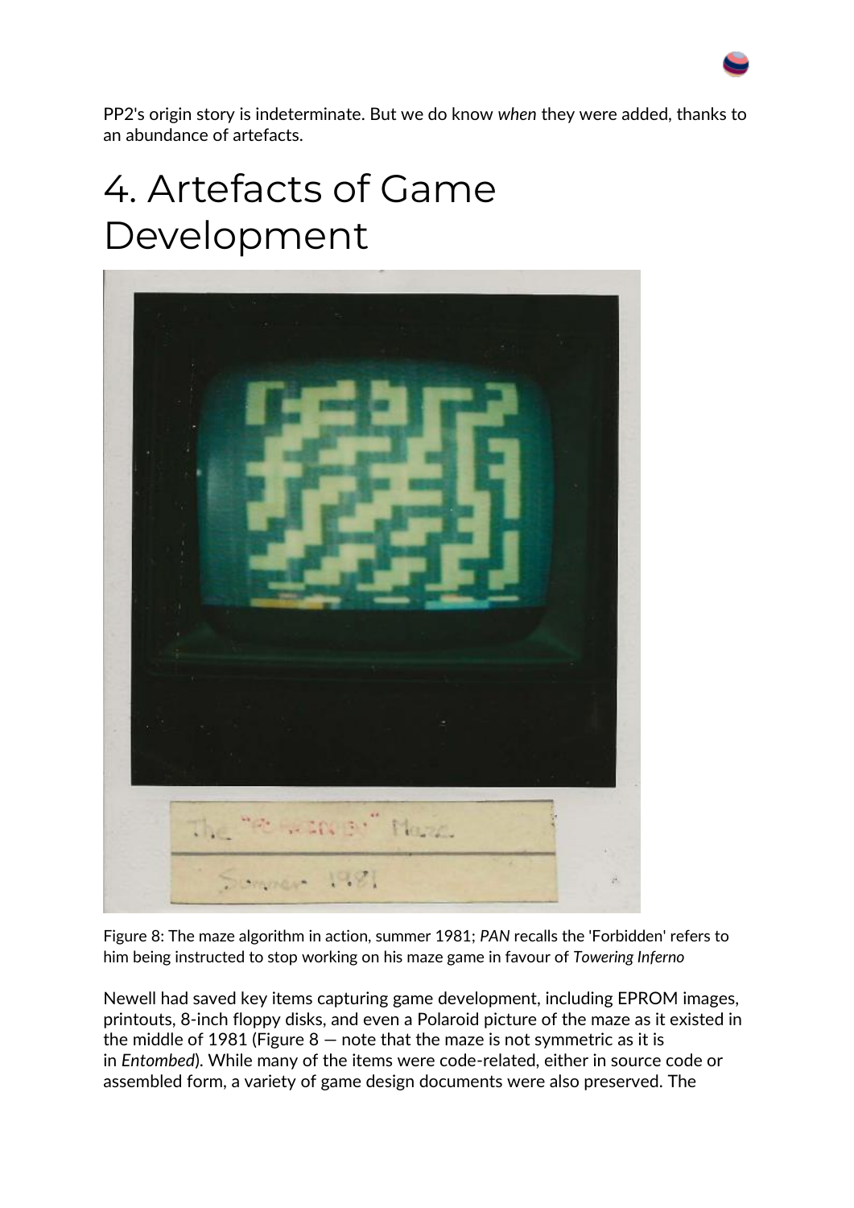PP2's origin story is indeterminate. But we do know *when* they were added, thanks to an abundance of artefacts.

# 4. Artefacts of Game Development

Figure 8: The maze algorithm in action, summer 1981; *PAN* recalls the 'Forbidden' refers to him being instructed to stop working on his maze game in favour of *Towering Inferno*

Newell had saved key items capturing game development, including EPROM images, printouts, 8-inch floppy disks, and even a Polaroid picture of the maze as it existed in the middle of 1981 (Figure 8 — note that the maze is not symmetric as it is in *Entombed*). While many of the items were code-related, either in source code or assembled form, a variety of game design documents were also preserved. The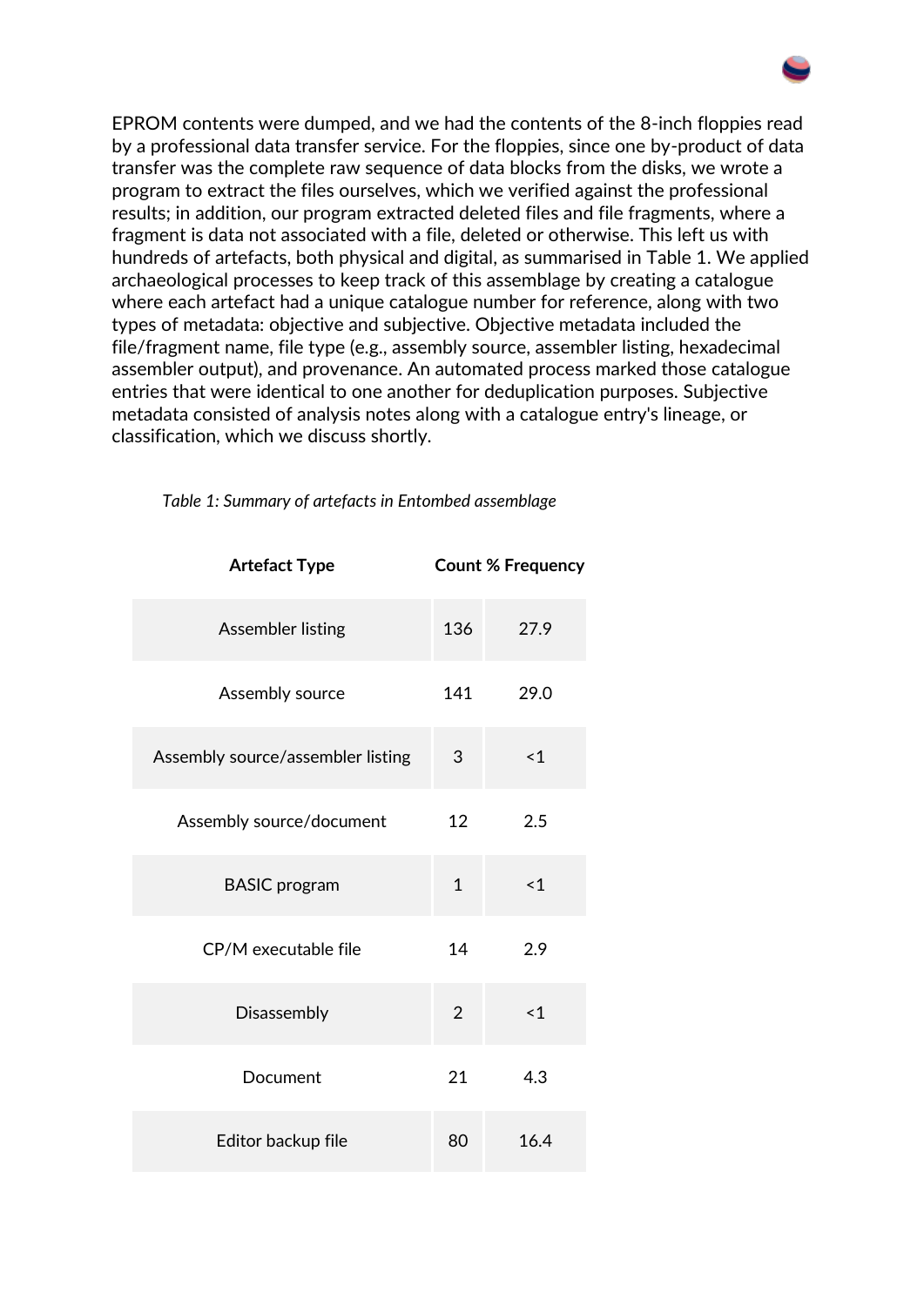EPROM contents were dumped, and we had the contents of the 8-inch floppies read by a professional data transfer service. For the floppies, since one by-product of data transfer was the complete raw sequence of data blocks from the disks, we wrote a program to extract the files ourselves, which we verified against the professional results; in addition, our program extracted deleted files and file fragments, where a fragment is data not associated with a file, deleted or otherwise. This left us with hundreds of artefacts, both physical and digital, as summarised in Table 1. We applied archaeological processes to keep track of this assemblage by creating a catalogue where each artefact had a unique catalogue number for reference, along with two types of metadata: objective and subjective. Objective metadata included the file/fragment name, file type (e.g., assembly source, assembler listing, hexadecimal assembler output), and provenance. An automated process marked those catalogue entries that were identical to one another for deduplication purposes. Subjective metadata consisted of analysis notes along with a catalogue entry's lineage, or classification, which we discuss shortly.

*Table 1: Summary of artefacts in Entombed assemblage*

| Artefact Type | Count | % Frequency |
| --- | --- | --- |
| Assembler listing | 136 | 27.9 |
| Assembly source | 141 | 29.0 |
| Assembly source/assembler listing | 3 | <1 |
| Assembly source/document | 12 | 2.5 |
| BASIC program | 1 | <1 |
| CP/M executable file | 14 | 2.9 |
| Disassembly | 2 | <1 |
| Document | 21 | 4.3 |
| Editor backup file | 80 | 16.4 |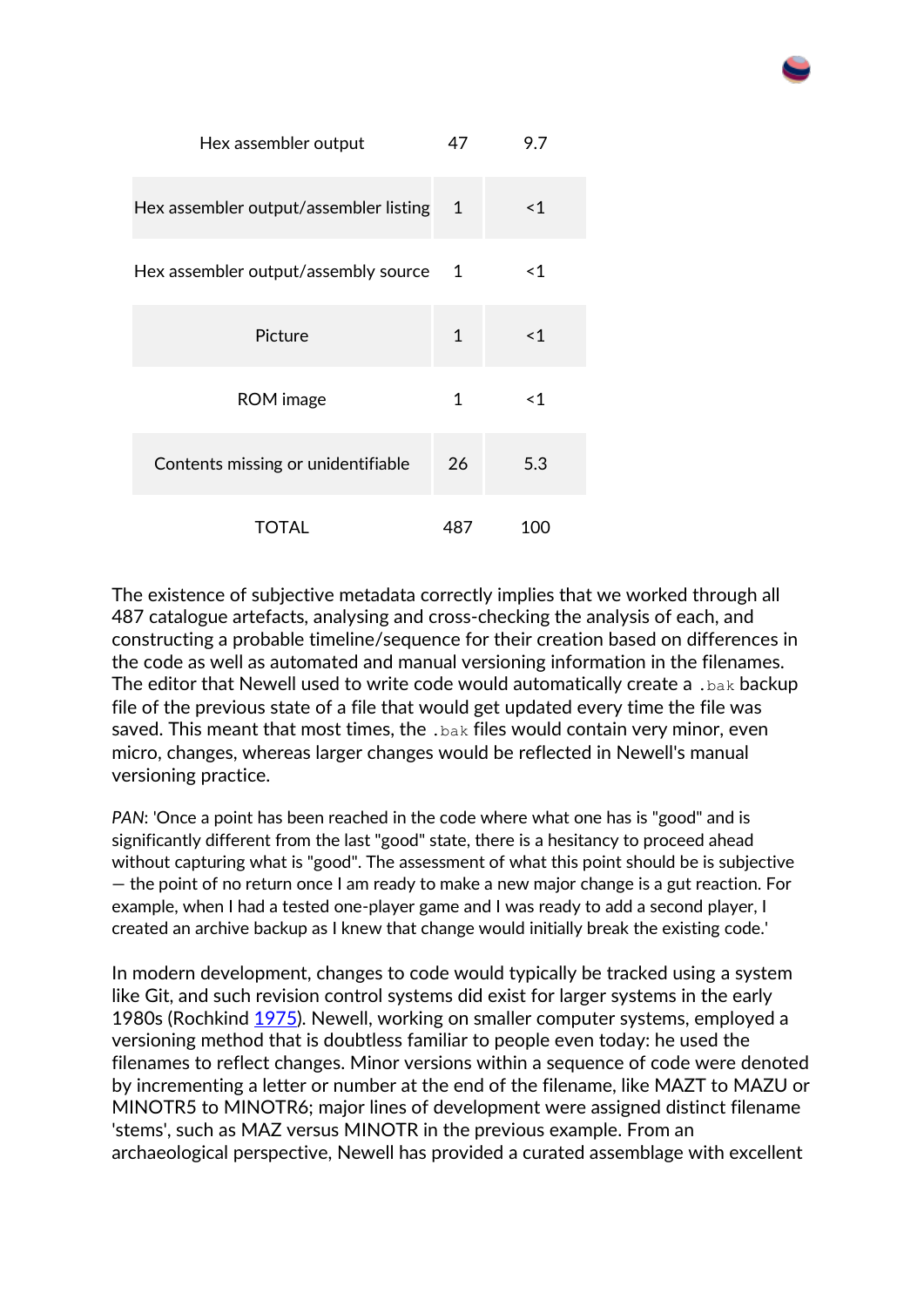| | | |
|---|---|---|
| Hex assembler output | 47 | 9.7 |
| Hex assembler output/assembler listing | 1 | <1 |
| Hex assembler output/assembly source | 1 | <1 |
| Picture | 1 | <1 |
| ROM image | 1 | <1 |
| Contents missing or unidentifiable | 26 | 5.3 |
| TOTAL | 487 | 100 |

The existence of subjective metadata correctly implies that we worked through all 487 catalogue artefacts, analysing and cross-checking the analysis of each, and constructing a probable timeline/sequence for their creation based on differences in the code as well as automated and manual versioning information in the filenames. The editor that Newell used to write code would automatically create a `.bak` backup file of the previous state of a file that would get updated every time the file was saved. This meant that most times, the `.bak` files would contain very minor, even micro, changes, whereas larger changes would be reflected in Newell's manual versioning practice.

*PAN*: 'Once a point has been reached in the code where what one has is "good" and is significantly different from the last "good" state, there is a hesitancy to proceed ahead without capturing what is "good". The assessment of what this point should be is subjective — the point of no return once I am ready to make a new major change is a gut reaction. For example, when I had a tested one-player game and I was ready to add a second player, I created an archive backup as I knew that change would initially break the existing code.'

In modern development, changes to code would typically be tracked using a system like Git, and such revision control systems did exist for larger systems in the early 1980s (Rochkind [1975](#)). Newell, working on smaller computer systems, employed a versioning method that is doubtless familiar to people even today: he used the filenames to reflect changes. Minor versions within a sequence of code were denoted by incrementing a letter or number at the end of the filename, like MAZT to MAZU or MINOTR5 to MINOTR6; major lines of development were assigned distinct filename 'stems', such as MAZ versus MINOTR in the previous example. From an archaeological perspective, Newell has provided a curated assemblage with excellent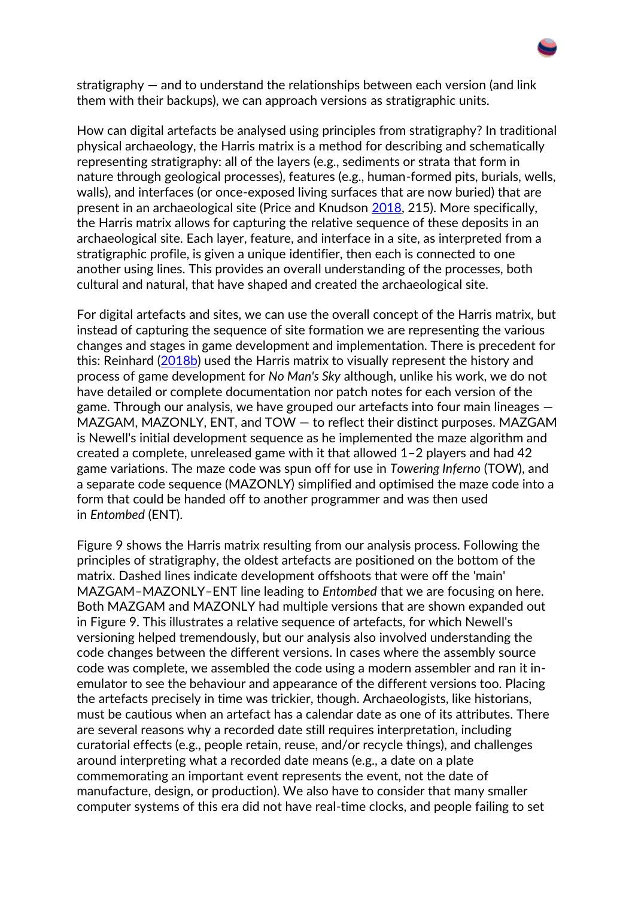stratigraphy — and to understand the relationships between each version (and link them with their backups), we can approach versions as stratigraphic units.

How can digital artefacts be analysed using principles from stratigraphy? In traditional physical archaeology, the Harris matrix is a method for describing and schematically representing stratigraphy: all of the layers (e.g., sediments or strata that form in nature through geological processes), features (e.g., human-formed pits, burials, wells, walls), and interfaces (or once-exposed living surfaces that are now buried) that are present in an archaeological site (Price and Knudson 2018, 215). More specifically, the Harris matrix allows for capturing the relative sequence of these deposits in an archaeological site. Each layer, feature, and interface in a site, as interpreted from a stratigraphic profile, is given a unique identifier, then each is connected to one another using lines. This provides an overall understanding of the processes, both cultural and natural, that have shaped and created the archaeological site.

For digital artefacts and sites, we can use the overall concept of the Harris matrix, but instead of capturing the sequence of site formation we are representing the various changes and stages in game development and implementation. There is precedent for this: Reinhard (2018b) used the Harris matrix to visually represent the history and process of game development for *No Man's Sky* although, unlike his work, we do not have detailed or complete documentation nor patch notes for each version of the game. Through our analysis, we have grouped our artefacts into four main lineages — MAZGAM, MAZONLY, ENT, and TOW — to reflect their distinct purposes. MAZGAM is Newell's initial development sequence as he implemented the maze algorithm and created a complete, unreleased game with it that allowed 1–2 players and had 42 game variations. The maze code was spun off for use in *Towering Inferno* (TOW), and a separate code sequence (MAZONLY) simplified and optimised the maze code into a form that could be handed off to another programmer and was then used in *Entombed* (ENT).

Figure 9 shows the Harris matrix resulting from our analysis process. Following the principles of stratigraphy, the oldest artefacts are positioned on the bottom of the matrix. Dashed lines indicate development offshoots that were off the 'main' MAZGAM–MAZONLY–ENT line leading to *Entombed* that we are focusing on here. Both MAZGAM and MAZONLY had multiple versions that are shown expanded out in Figure 9. This illustrates a relative sequence of artefacts, for which Newell's versioning helped tremendously, but our analysis also involved understanding the code changes between the different versions. In cases where the assembly source code was complete, we assembled the code using a modern assembler and ran it in-emulator to see the behaviour and appearance of the different versions too. Placing the artefacts precisely in time was trickier, though. Archaeologists, like historians, must be cautious when an artefact has a calendar date as one of its attributes. There are several reasons why a recorded date still requires interpretation, including curatorial effects (e.g., people retain, reuse, and/or recycle things), and challenges around interpreting what a recorded date means (e.g., a date on a plate commemorating an important event represents the event, not the date of manufacture, design, or production). We also have to consider that many smaller computer systems of this era did not have real-time clocks, and people failing to set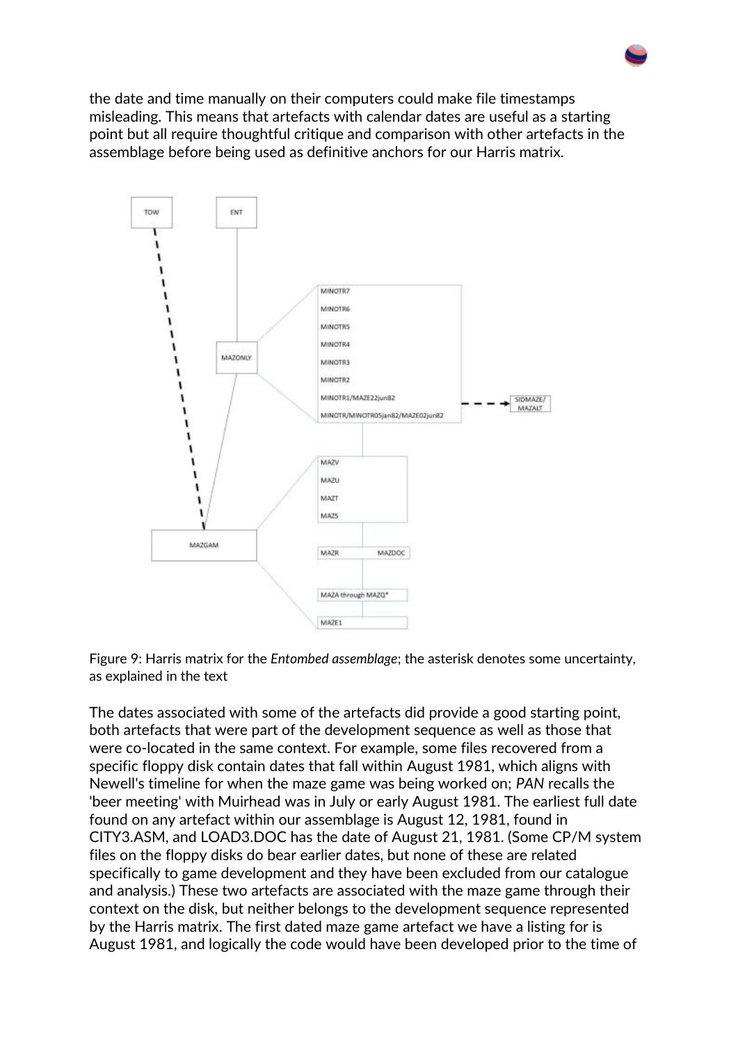the date and time manually on their computers could make file timestamps misleading. This means that artefacts with calendar dates are useful as a starting point but all require thoughtful critique and comparison with other artefacts in the assemblage before being used as definitive anchors for our Harris matrix.

Figure 9: Harris matrix for the *Entombed assemblage*; the asterisk denotes some uncertainty, as explained in the text

The dates associated with some of the artefacts did provide a good starting point, both artefacts that were part of the development sequence as well as those that were co-located in the same context. For example, some files recovered from a specific floppy disk contain dates that fall within August 1981, which aligns with Newell's timeline for when the maze game was being worked on; *PAN* recalls the 'beer meeting' with Muirhead was in July or early August 1981. The earliest full date found on any artefact within our assemblage is August 12, 1981, found in CITY3.ASM, and LOAD3.DOC has the date of August 21, 1981. (Some CP/M system files on the floppy disks do bear earlier dates, but none of these are related specifically to game development and they have been excluded from our catalogue and analysis.) These two artefacts are associated with the maze game through their context on the disk, but neither belongs to the development sequence represented by the Harris matrix. The first dated maze game artefact we have a listing for is August 1981, and logically the code would have been developed prior to the time of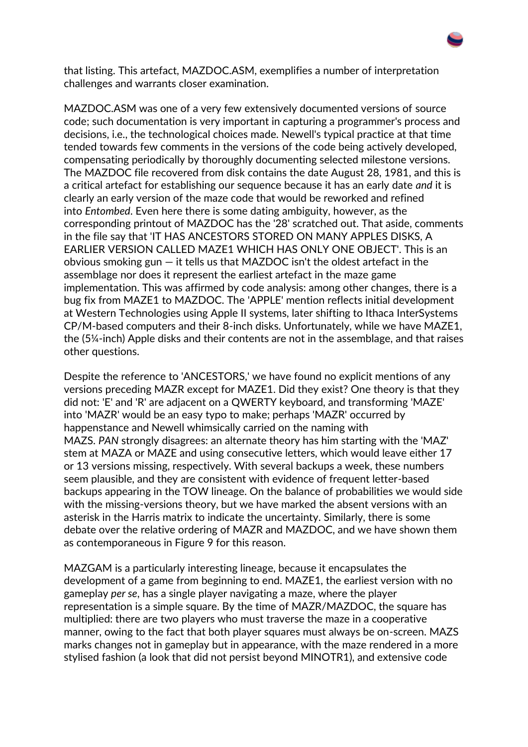that listing. This artefact, MAZDOC.ASM, exemplifies a number of interpretation challenges and warrants closer examination.

MAZDOC.ASM was one of a very few extensively documented versions of source code; such documentation is very important in capturing a programmer's process and decisions, i.e., the technological choices made. Newell's typical practice at that time tended towards few comments in the versions of the code being actively developed, compensating periodically by thoroughly documenting selected milestone versions. The MAZDOC file recovered from disk contains the date August 28, 1981, and this is a critical artefact for establishing our sequence because it has an early date *and* it is clearly an early version of the maze code that would be reworked and refined into *Entombed*. Even here there is some dating ambiguity, however, as the corresponding printout of MAZDOC has the '28' scratched out. That aside, comments in the file say that 'IT HAS ANCESTORS STORED ON MANY APPLES DISKS, A EARLIER VERSION CALLED MAZE1 WHICH HAS ONLY ONE OBJECT'. This is an obvious smoking gun — it tells us that MAZDOC isn't the oldest artefact in the assemblage nor does it represent the earliest artefact in the maze game implementation. This was affirmed by code analysis: among other changes, there is a bug fix from MAZE1 to MAZDOC. The 'APPLE' mention reflects initial development at Western Technologies using Apple II systems, later shifting to Ithaca InterSystems CP/M-based computers and their 8-inch disks. Unfortunately, while we have MAZE1, the (5¼-inch) Apple disks and their contents are not in the assemblage, and that raises other questions.

Despite the reference to 'ANCESTORS,' we have found no explicit mentions of any versions preceding MAZR except for MAZE1. Did they exist? One theory is that they did not: 'E' and 'R' are adjacent on a QWERTY keyboard, and transforming 'MAZE' into 'MAZR' would be an easy typo to make; perhaps 'MAZR' occurred by happenstance and Newell whimsically carried on the naming with MAZS. *PAN* strongly disagrees: an alternate theory has him starting with the 'MAZ' stem at MAZA or MAZE and using consecutive letters, which would leave either 17 or 13 versions missing, respectively. With several backups a week, these numbers seem plausible, and they are consistent with evidence of frequent letter-based backups appearing in the TOW lineage. On the balance of probabilities we would side with the missing-versions theory, but we have marked the absent versions with an asterisk in the Harris matrix to indicate the uncertainty. Similarly, there is some debate over the relative ordering of MAZR and MAZDOC, and we have shown them as contemporaneous in Figure 9 for this reason.

MAZGAM is a particularly interesting lineage, because it encapsulates the development of a game from beginning to end. MAZE1, the earliest version with no gameplay *per se*, has a single player navigating a maze, where the player representation is a simple square. By the time of MAZR/MAZDOC, the square has multiplied: there are two players who must traverse the maze in a cooperative manner, owing to the fact that both player squares must always be on-screen. MAZS marks changes not in gameplay but in appearance, with the maze rendered in a more stylised fashion (a look that did not persist beyond MINOTR1), and extensive code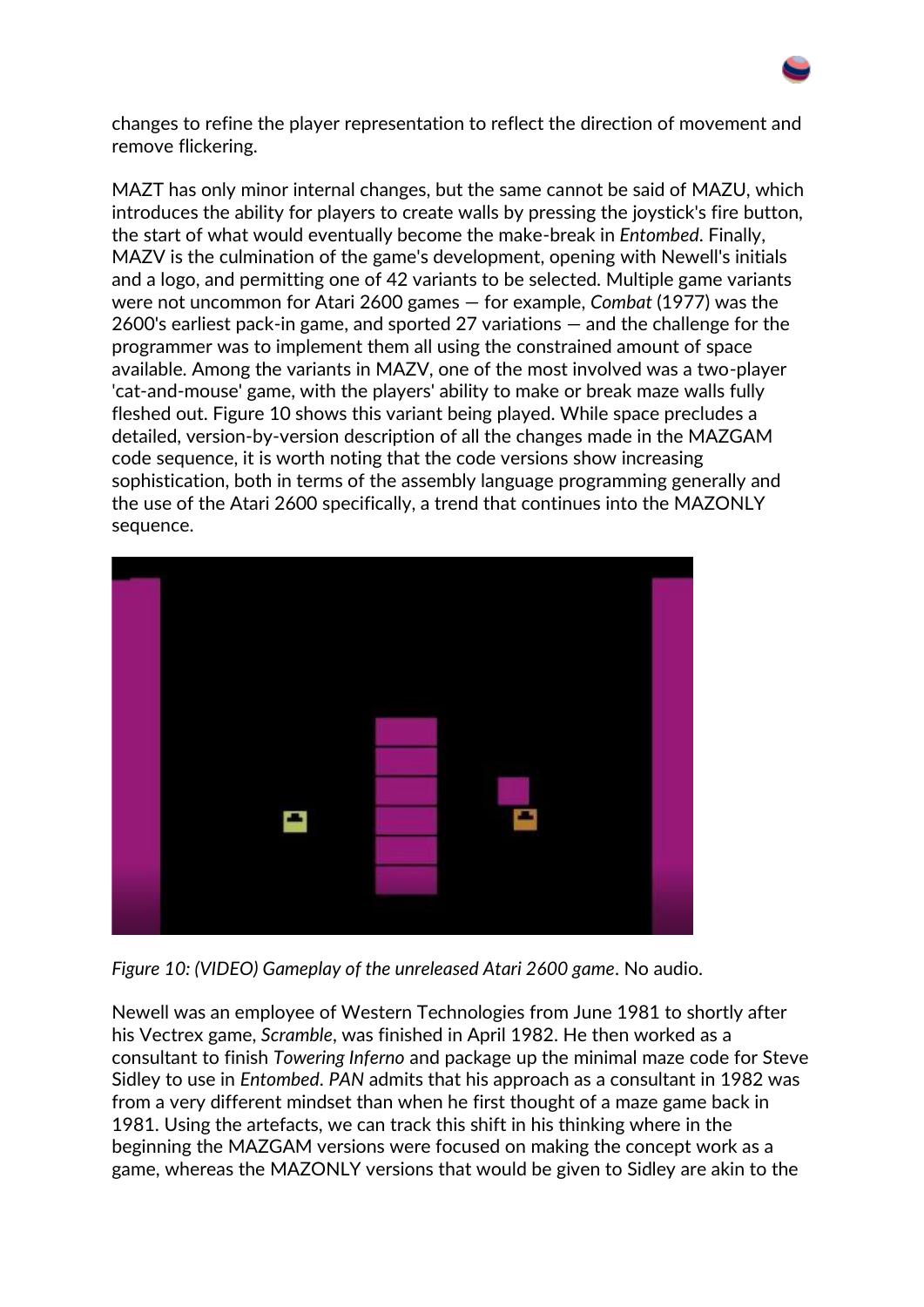changes to refine the player representation to reflect the direction of movement and remove flickering.

MAZT has only minor internal changes, but the same cannot be said of MAZU, which introduces the ability for players to create walls by pressing the joystick's fire button, the start of what would eventually become the make-break in *Entombed*. Finally, MAZV is the culmination of the game's development, opening with Newell's initials and a logo, and permitting one of 42 variants to be selected. Multiple game variants were not uncommon for Atari 2600 games — for example, *Combat* (1977) was the 2600's earliest pack-in game, and sported 27 variations — and the challenge for the programmer was to implement them all using the constrained amount of space available. Among the variants in MAZV, one of the most involved was a two-player 'cat-and-mouse' game, with the players' ability to make or break maze walls fully fleshed out. Figure 10 shows this variant being played. While space precludes a detailed, version-by-version description of all the changes made in the MAZGAM code sequence, it is worth noting that the code versions show increasing sophistication, both in terms of the assembly language programming generally and the use of the Atari 2600 specifically, a trend that continues into the MAZONLY sequence.

*Figure 10: (VIDEO) Gameplay of the unreleased Atari 2600 game*. No audio.

Newell was an employee of Western Technologies from June 1981 to shortly after his Vectrex game, *Scramble*, was finished in April 1982. He then worked as a consultant to finish *Towering Inferno* and package up the minimal maze code for Steve Sidley to use in *Entombed*. *PAN* admits that his approach as a consultant in 1982 was from a very different mindset than when he first thought of a maze game back in 1981. Using the artefacts, we can track this shift in his thinking where in the beginning the MAZGAM versions were focused on making the concept work as a game, whereas the MAZONLY versions that would be given to Sidley are akin to the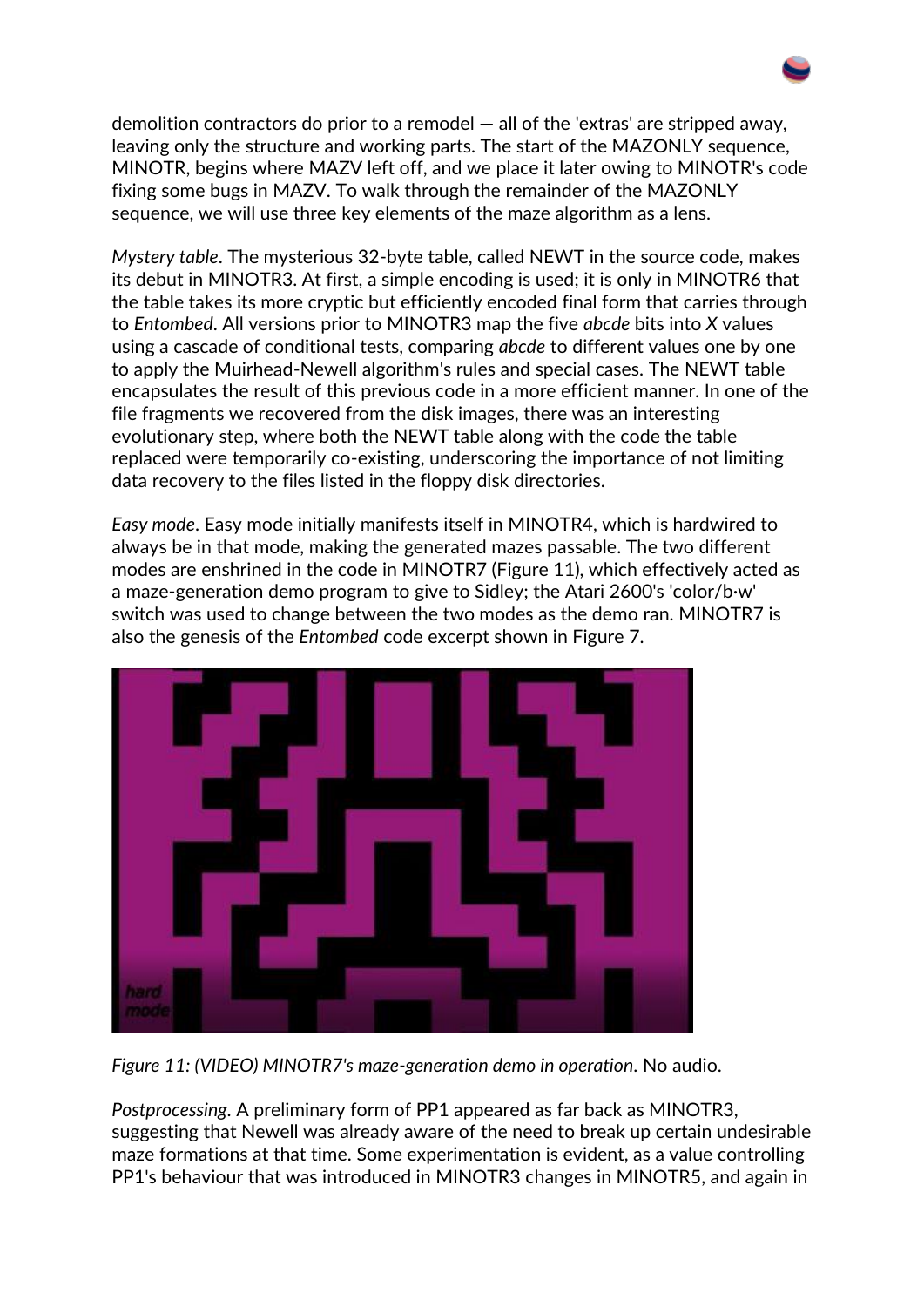demolition contractors do prior to a remodel — all of the 'extras' are stripped away, leaving only the structure and working parts. The start of the MAZONLY sequence, MINOTR, begins where MAZV left off, and we place it later owing to MINOTR's code fixing some bugs in MAZV. To walk through the remainder of the MAZONLY sequence, we will use three key elements of the maze algorithm as a lens.

*Mystery table*. The mysterious 32-byte table, called NEWT in the source code, makes its debut in MINOTR3. At first, a simple encoding is used; it is only in MINOTR6 that the table takes its more cryptic but efficiently encoded final form that carries through to *Entombed*. All versions prior to MINOTR3 map the five *abcde* bits into *X* values using a cascade of conditional tests, comparing *abcde* to different values one by one to apply the Muirhead-Newell algorithm's rules and special cases. The NEWT table encapsulates the result of this previous code in a more efficient manner. In one of the file fragments we recovered from the disk images, there was an interesting evolutionary step, where both the NEWT table along with the code the table replaced were temporarily co-existing, underscoring the importance of not limiting data recovery to the files listed in the floppy disk directories.

*Easy mode*. Easy mode initially manifests itself in MINOTR4, which is hardwired to always be in that mode, making the generated mazes passable. The two different modes are enshrined in the code in MINOTR7 (Figure 11), which effectively acted as a maze-generation demo program to give to Sidley; the Atari 2600's 'color/b·w' switch was used to change between the two modes as the demo ran. MINOTR7 is also the genesis of the *Entombed* code excerpt shown in Figure 7.

*Figure 11: (VIDEO) MINOTR7's maze-generation demo in operation*. No audio.

*Postprocessing*. A preliminary form of PP1 appeared as far back as MINOTR3, suggesting that Newell was already aware of the need to break up certain undesirable maze formations at that time. Some experimentation is evident, as a value controlling PP1's behaviour that was introduced in MINOTR3 changes in MINOTR5, and again in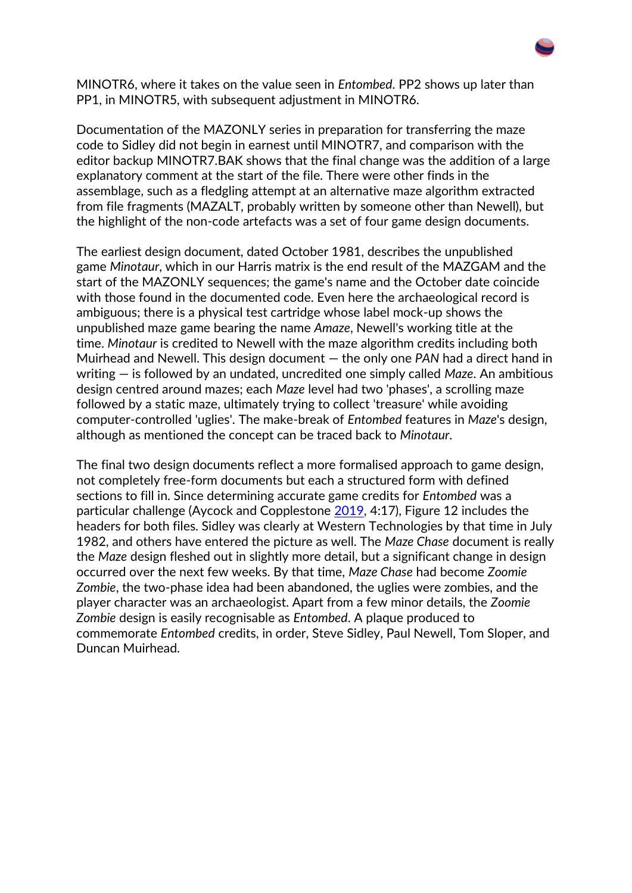MINOTR6, where it takes on the value seen in *Entombed*. PP2 shows up later than PP1, in MINOTR5, with subsequent adjustment in MINOTR6.

Documentation of the MAZONLY series in preparation for transferring the maze code to Sidley did not begin in earnest until MINOTR7, and comparison with the editor backup MINOTR7.BAK shows that the final change was the addition of a large explanatory comment at the start of the file. There were other finds in the assemblage, such as a fledgling attempt at an alternative maze algorithm extracted from file fragments (MAZALT, probably written by someone other than Newell), but the highlight of the non-code artefacts was a set of four game design documents.

The earliest design document, dated October 1981, describes the unpublished game *Minotaur*, which in our Harris matrix is the end result of the MAZGAM and the start of the MAZONLY sequences; the game's name and the October date coincide with those found in the documented code. Even here the archaeological record is ambiguous; there is a physical test cartridge whose label mock-up shows the unpublished maze game bearing the name *Amaze*, Newell's working title at the time. *Minotaur* is credited to Newell with the maze algorithm credits including both Muirhead and Newell. This design document — the only one *PAN* had a direct hand in writing — is followed by an undated, uncredited one simply called *Maze*. An ambitious design centred around mazes; each *Maze* level had two 'phases', a scrolling maze followed by a static maze, ultimately trying to collect 'treasure' while avoiding computer-controlled 'uglies'. The make-break of *Entombed* features in *Maze*'s design, although as mentioned the concept can be traced back to *Minotaur*.

The final two design documents reflect a more formalised approach to game design, not completely free-form documents but each a structured form with defined sections to fill in. Since determining accurate game credits for *Entombed* was a particular challenge (Aycock and Copplestone 2019, 4:17), Figure 12 includes the headers for both files. Sidley was clearly at Western Technologies by that time in July 1982, and others have entered the picture as well. The *Maze Chase* document is really the *Maze* design fleshed out in slightly more detail, but a significant change in design occurred over the next few weeks. By that time, *Maze Chase* had become *Zoomie Zombie*, the two-phase idea had been abandoned, the uglies were zombies, and the player character was an archaeologist. Apart from a few minor details, the *Zoomie Zombie* design is easily recognisable as *Entombed*. A plaque produced to commemorate *Entombed* credits, in order, Steve Sidley, Paul Newell, Tom Sloper, and Duncan Muirhead.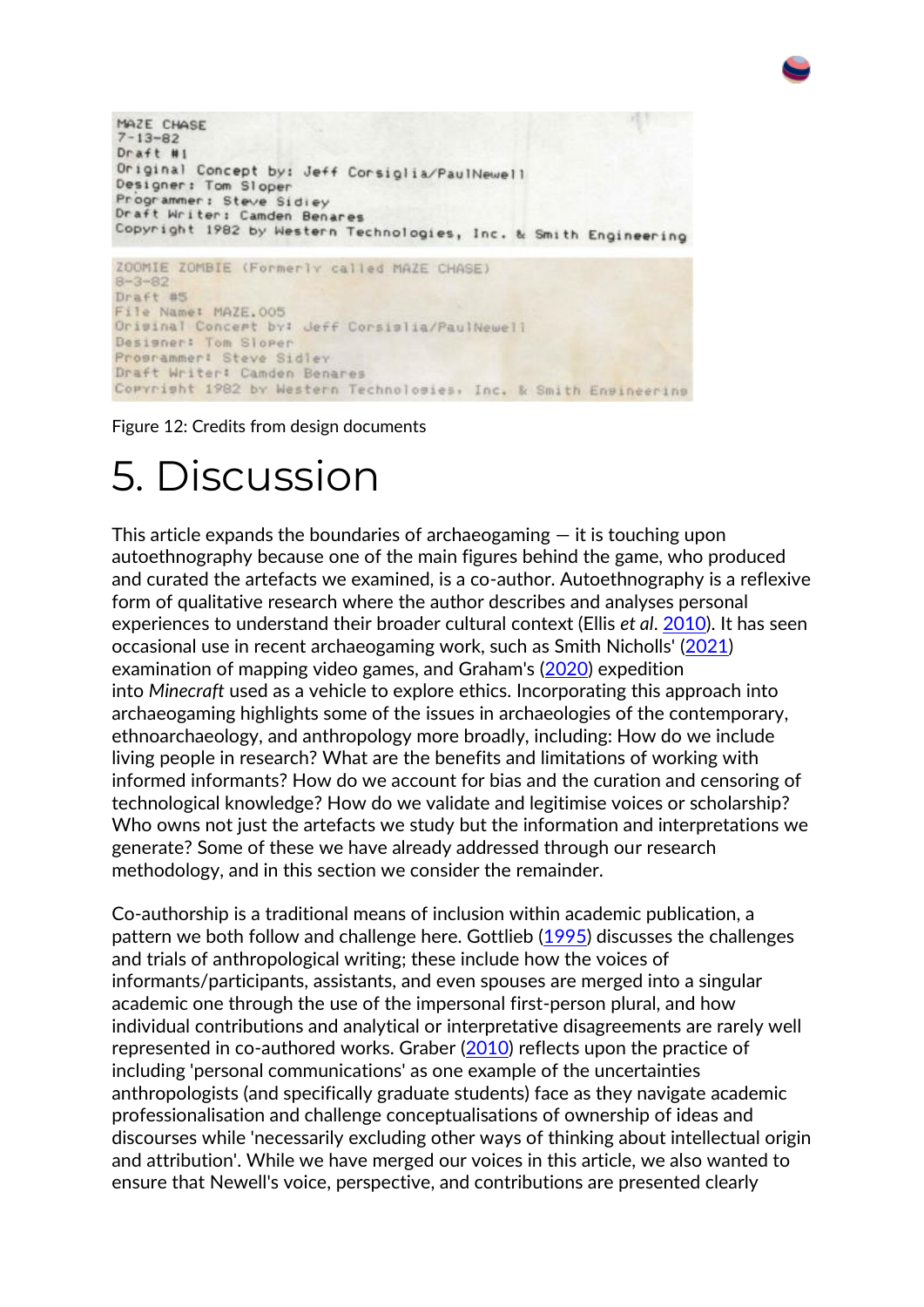```
MAZE CHASE
7-13-82
Draft #1
Original Concept by: Jeff Corsiglia/PaulNewell
Designer: Tom Sloper
Programmer: Steve Sidley
Draft Writer: Camden Benares
Copyright 1982 by Western Technologies, Inc. & Smith Engineering
```

```
ZOOMIE ZOMBIE (Formerly called MAZE CHASE)
8-3-82
Draft #5
File Name: MAZE.005
Original Concept by: Jeff Corsiglia/PaulNewell
Designer: Tom Sloper
Programmer: Steve Sidley
Draft Writer: Camden Benares
Copyright 1982 by Western Technologies, Inc. & Smith Engineering
```

Figure 12: Credits from design documents

# 5. Discussion

This article expands the boundaries of archaeogaming — it is touching upon autoethnography because one of the main figures behind the game, who produced and curated the artefacts we examined, is a co-author. Autoethnography is a reflexive form of qualitative research where the author describes and analyses personal experiences to understand their broader cultural context (Ellis *et al*. 2010). It has seen occasional use in recent archaeogaming work, such as Smith Nicholls' (2021) examination of mapping video games, and Graham's (2020) expedition into *Minecraft* used as a vehicle to explore ethics. Incorporating this approach into archaeogaming highlights some of the issues in archaeologies of the contemporary, ethnoarchaeology, and anthropology more broadly, including: How do we include living people in research? What are the benefits and limitations of working with informed informants? How do we account for bias and the curation and censoring of technological knowledge? How do we validate and legitimise voices or scholarship? Who owns not just the artefacts we study but the information and interpretations we generate? Some of these we have already addressed through our research methodology, and in this section we consider the remainder.

Co-authorship is a traditional means of inclusion within academic publication, a pattern we both follow and challenge here. Gottlieb (1995) discusses the challenges and trials of anthropological writing; these include how the voices of informants/participants, assistants, and even spouses are merged into a singular academic one through the use of the impersonal first-person plural, and how individual contributions and analytical or interpretative disagreements are rarely well represented in co-authored works. Graber (2010) reflects upon the practice of including 'personal communications' as one example of the uncertainties anthropologists (and specifically graduate students) face as they navigate academic professionalisation and challenge conceptualisations of ownership of ideas and discourses while 'necessarily excluding other ways of thinking about intellectual origin and attribution'. While we have merged our voices in this article, we also wanted to ensure that Newell's voice, perspective, and contributions are presented clearly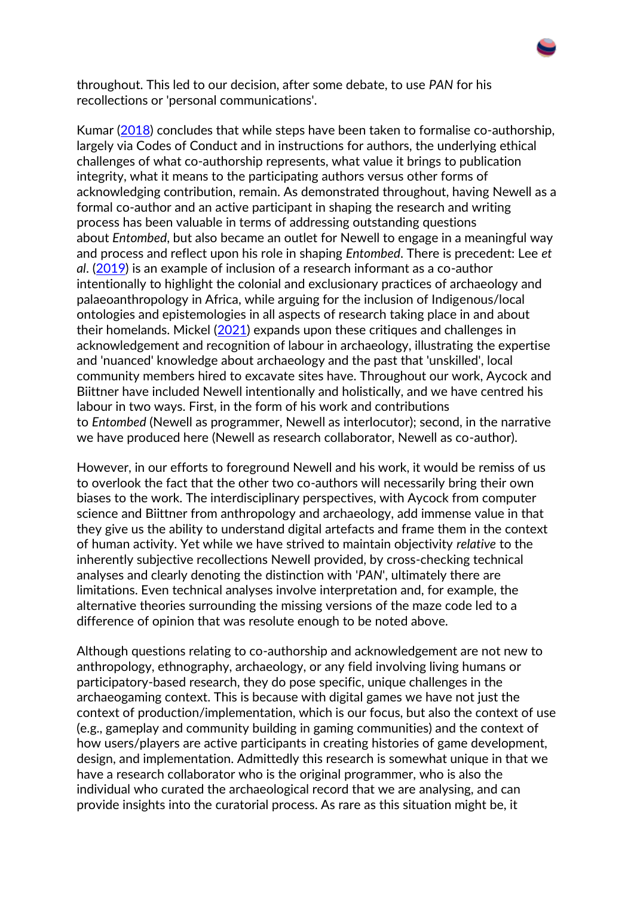throughout. This led to our decision, after some debate, to use *PAN* for his recollections or 'personal communications'.

Kumar (2018) concludes that while steps have been taken to formalise co-authorship, largely via Codes of Conduct and in instructions for authors, the underlying ethical challenges of what co-authorship represents, what value it brings to publication integrity, what it means to the participating authors versus other forms of acknowledging contribution, remain. As demonstrated throughout, having Newell as a formal co-author and an active participant in shaping the research and writing process has been valuable in terms of addressing outstanding questions about *Entombed*, but also became an outlet for Newell to engage in a meaningful way and process and reflect upon his role in shaping *Entombed*. There is precedent: Lee *et al*. (2019) is an example of inclusion of a research informant as a co-author intentionally to highlight the colonial and exclusionary practices of archaeology and palaeoanthropology in Africa, while arguing for the inclusion of Indigenous/local ontologies and epistemologies in all aspects of research taking place in and about their homelands. Mickel (2021) expands upon these critiques and challenges in acknowledgement and recognition of labour in archaeology, illustrating the expertise and 'nuanced' knowledge about archaeology and the past that 'unskilled', local community members hired to excavate sites have. Throughout our work, Aycock and Biittner have included Newell intentionally and holistically, and we have centred his labour in two ways. First, in the form of his work and contributions to *Entombed* (Newell as programmer, Newell as interlocutor); second, in the narrative we have produced here (Newell as research collaborator, Newell as co-author).

However, in our efforts to foreground Newell and his work, it would be remiss of us to overlook the fact that the other two co-authors will necessarily bring their own biases to the work. The interdisciplinary perspectives, with Aycock from computer science and Biittner from anthropology and archaeology, add immense value in that they give us the ability to understand digital artefacts and frame them in the context of human activity. Yet while we have strived to maintain objectivity *relative* to the inherently subjective recollections Newell provided, by cross-checking technical analyses and clearly denoting the distinction with '*PAN*', ultimately there are limitations. Even technical analyses involve interpretation and, for example, the alternative theories surrounding the missing versions of the maze code led to a difference of opinion that was resolute enough to be noted above.

Although questions relating to co-authorship and acknowledgement are not new to anthropology, ethnography, archaeology, or any field involving living humans or participatory-based research, they do pose specific, unique challenges in the archaeogaming context. This is because with digital games we have not just the context of production/implementation, which is our focus, but also the context of use (e.g., gameplay and community building in gaming communities) and the context of how users/players are active participants in creating histories of game development, design, and implementation. Admittedly this research is somewhat unique in that we have a research collaborator who is the original programmer, who is also the individual who curated the archaeological record that we are analysing, and can provide insights into the curatorial process. As rare as this situation might be, it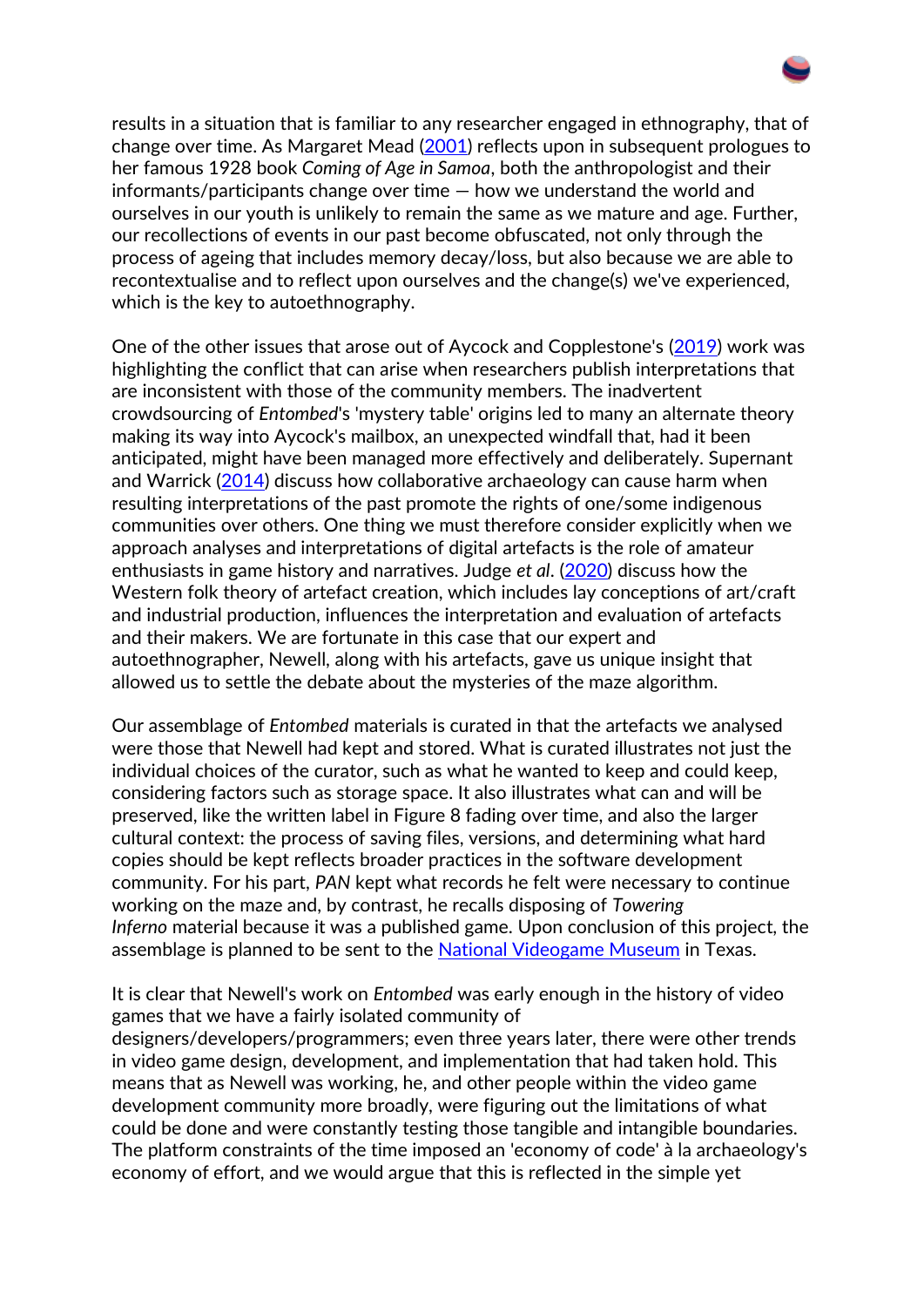results in a situation that is familiar to any researcher engaged in ethnography, that of change over time. As Margaret Mead (2001) reflects upon in subsequent prologues to her famous 1928 book *Coming of Age in Samoa*, both the anthropologist and their informants/participants change over time — how we understand the world and ourselves in our youth is unlikely to remain the same as we mature and age. Further, our recollections of events in our past become obfuscated, not only through the process of ageing that includes memory decay/loss, but also because we are able to recontextualise and to reflect upon ourselves and the change(s) we've experienced, which is the key to autoethnography.

One of the other issues that arose out of Aycock and Copplestone's (2019) work was highlighting the conflict that can arise when researchers publish interpretations that are inconsistent with those of the community members. The inadvertent crowdsourcing of *Entombed*'s 'mystery table' origins led to many an alternate theory making its way into Aycock's mailbox, an unexpected windfall that, had it been anticipated, might have been managed more effectively and deliberately. Supernant and Warrick (2014) discuss how collaborative archaeology can cause harm when resulting interpretations of the past promote the rights of one/some indigenous communities over others. One thing we must therefore consider explicitly when we approach analyses and interpretations of digital artefacts is the role of amateur enthusiasts in game history and narratives. Judge *et al*. (2020) discuss how the Western folk theory of artefact creation, which includes lay conceptions of art/craft and industrial production, influences the interpretation and evaluation of artefacts and their makers. We are fortunate in this case that our expert and autoethnographer, Newell, along with his artefacts, gave us unique insight that allowed us to settle the debate about the mysteries of the maze algorithm.

Our assemblage of *Entombed* materials is curated in that the artefacts we analysed were those that Newell had kept and stored. What is curated illustrates not just the individual choices of the curator, such as what he wanted to keep and could keep, considering factors such as storage space. It also illustrates what can and will be preserved, like the written label in Figure 8 fading over time, and also the larger cultural context: the process of saving files, versions, and determining what hard copies should be kept reflects broader practices in the software development community. For his part, *PAN* kept what records he felt were necessary to continue working on the maze and, by contrast, he recalls disposing of *Towering Inferno* material because it was a published game. Upon conclusion of this project, the assemblage is planned to be sent to the National Videogame Museum in Texas.

It is clear that Newell's work on *Entombed* was early enough in the history of video games that we have a fairly isolated community of designers/developers/programmers; even three years later, there were other trends in video game design, development, and implementation that had taken hold. This means that as Newell was working, he, and other people within the video game development community more broadly, were figuring out the limitations of what could be done and were constantly testing those tangible and intangible boundaries. The platform constraints of the time imposed an 'economy of code' à la archaeology's economy of effort, and we would argue that this is reflected in the simple yet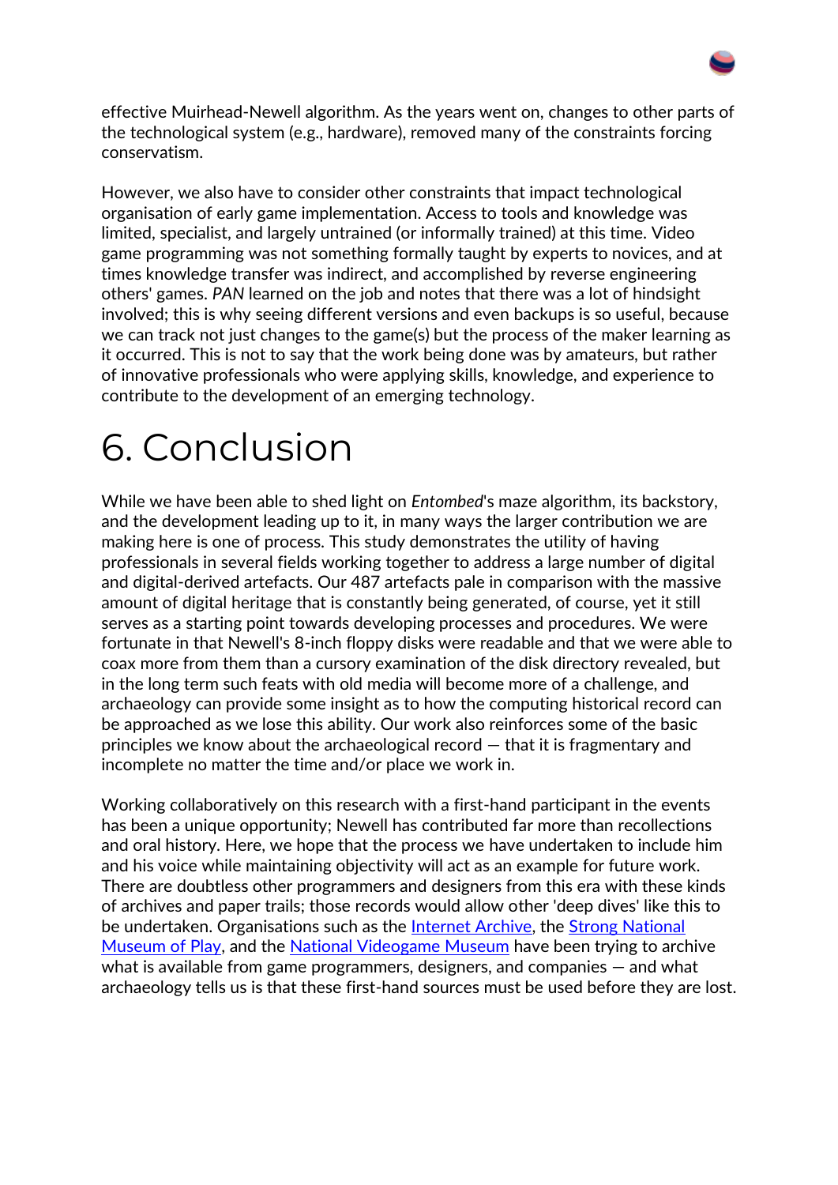effective Muirhead-Newell algorithm. As the years went on, changes to other parts of the technological system (e.g., hardware), removed many of the constraints forcing conservatism.

However, we also have to consider other constraints that impact technological organisation of early game implementation. Access to tools and knowledge was limited, specialist, and largely untrained (or informally trained) at this time. Video game programming was not something formally taught by experts to novices, and at times knowledge transfer was indirect, and accomplished by reverse engineering others' games. *PAN* learned on the job and notes that there was a lot of hindsight involved; this is why seeing different versions and even backups is so useful, because we can track not just changes to the game(s) but the process of the maker learning as it occurred. This is not to say that the work being done was by amateurs, but rather of innovative professionals who were applying skills, knowledge, and experience to contribute to the development of an emerging technology.

# 6. Conclusion

While we have been able to shed light on *Entombed*'s maze algorithm, its backstory, and the development leading up to it, in many ways the larger contribution we are making here is one of process. This study demonstrates the utility of having professionals in several fields working together to address a large number of digital and digital-derived artefacts. Our 487 artefacts pale in comparison with the massive amount of digital heritage that is constantly being generated, of course, yet it still serves as a starting point towards developing processes and procedures. We were fortunate in that Newell's 8-inch floppy disks were readable and that we were able to coax more from them than a cursory examination of the disk directory revealed, but in the long term such feats with old media will become more of a challenge, and archaeology can provide some insight as to how the computing historical record can be approached as we lose this ability. Our work also reinforces some of the basic principles we know about the archaeological record — that it is fragmentary and incomplete no matter the time and/or place we work in.

Working collaboratively on this research with a first-hand participant in the events has been a unique opportunity; Newell has contributed far more than recollections and oral history. Here, we hope that the process we have undertaken to include him and his voice while maintaining objectivity will act as an example for future work. There are doubtless other programmers and designers from this era with these kinds of archives and paper trails; those records would allow other 'deep dives' like this to be undertaken. Organisations such as the Internet Archive, the Strong National Museum of Play, and the National Videogame Museum have been trying to archive what is available from game programmers, designers, and companies — and what archaeology tells us is that these first-hand sources must be used before they are lost.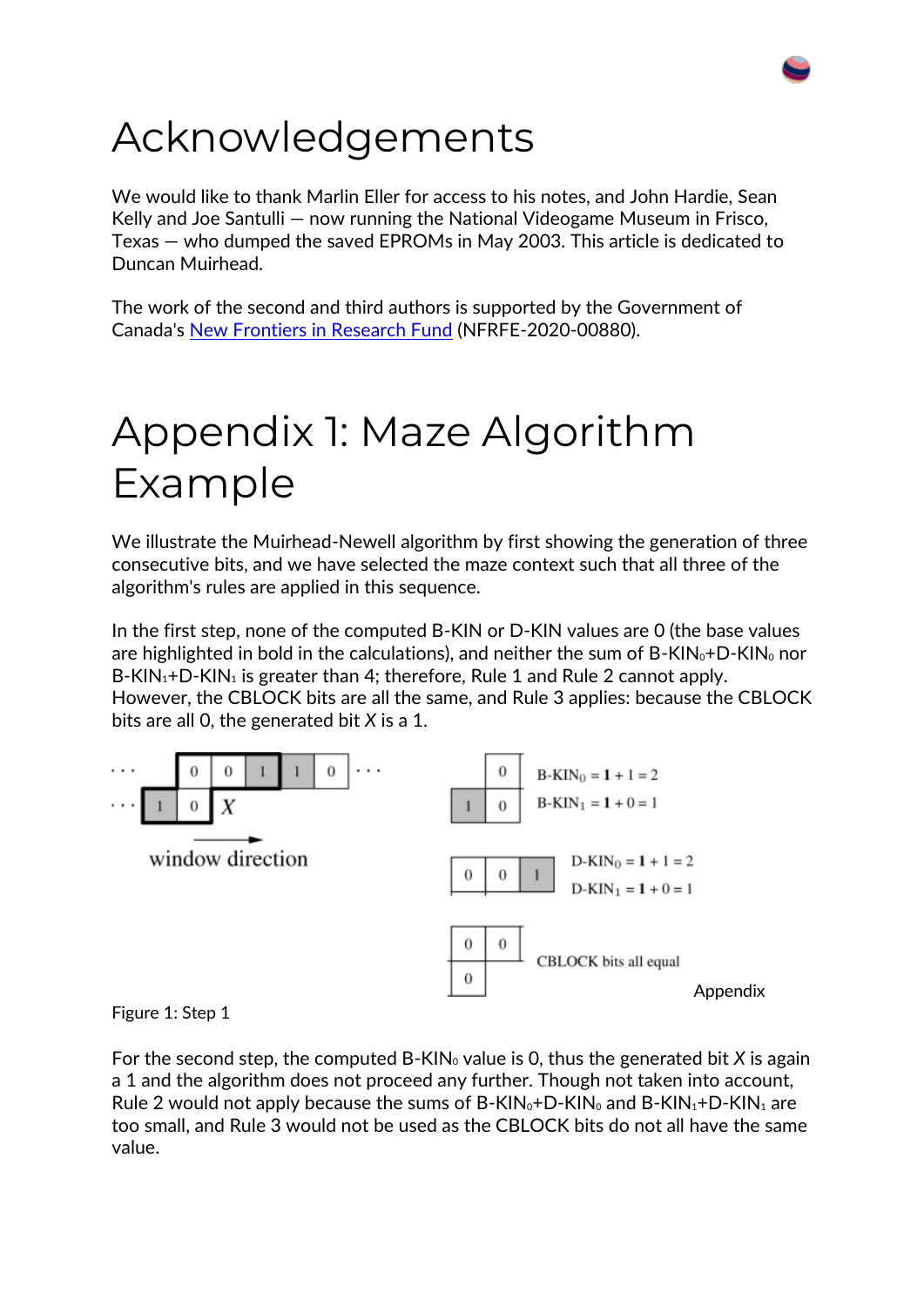# Acknowledgements

We would like to thank Marlin Eller for access to his notes, and John Hardie, Sean Kelly and Joe Santulli — now running the National Videogame Museum in Frisco, Texas — who dumped the saved EPROMs in May 2003. This article is dedicated to Duncan Muirhead.

The work of the second and third authors is supported by the Government of Canada's New Frontiers in Research Fund (NFRFE-2020-00880).

# Appendix 1: Maze Algorithm Example

We illustrate the Muirhead-Newell algorithm by first showing the generation of three consecutive bits, and we have selected the maze context such that all three of the algorithm's rules are applied in this sequence.

In the first step, none of the computed B-KIN or D-KIN values are 0 (the base values are highlighted in bold in the calculations), and neither the sum of $\text{B-KIN}_0+\text{D-KIN}_0$ nor $\text{B-KIN}_1+\text{D-KIN}_1$ is greater than 4; therefore, Rule 1 and Rule 2 cannot apply. However, the CBLOCK bits are all the same, and Rule 3 applies: because the CBLOCK bits are all 0, the generated bit $X$ is a 1.

| ... | | 0 | 0 | 1 | 1 | 0 | ... |
|---|---|---|---|---|---|---|---|
| ... | 1 | 0 | $X$ | | | | |

window direction

$\text{B-KIN}_0 = \mathbf{1} + 1 = 2$
$\text{B-KIN}_1 = \mathbf{1} + 0 = 1$

$\text{D-KIN}_0 = \mathbf{1} + 1 = 2$
$\text{D-KIN}_1 = \mathbf{1} + 0 = 1$

CBLOCK bits all equal

Appendix

Figure 1: Step 1

For the second step, the computed $\text{B-KIN}_0$ value is 0, thus the generated bit $X$ is again a 1 and the algorithm does not proceed any further. Though not taken into account, Rule 2 would not apply because the sums of $\text{B-KIN}_0+\text{D-KIN}_0$ and $\text{B-KIN}_1+\text{D-KIN}_1$ are too small, and Rule 3 would not be used as the CBLOCK bits do not all have the same value.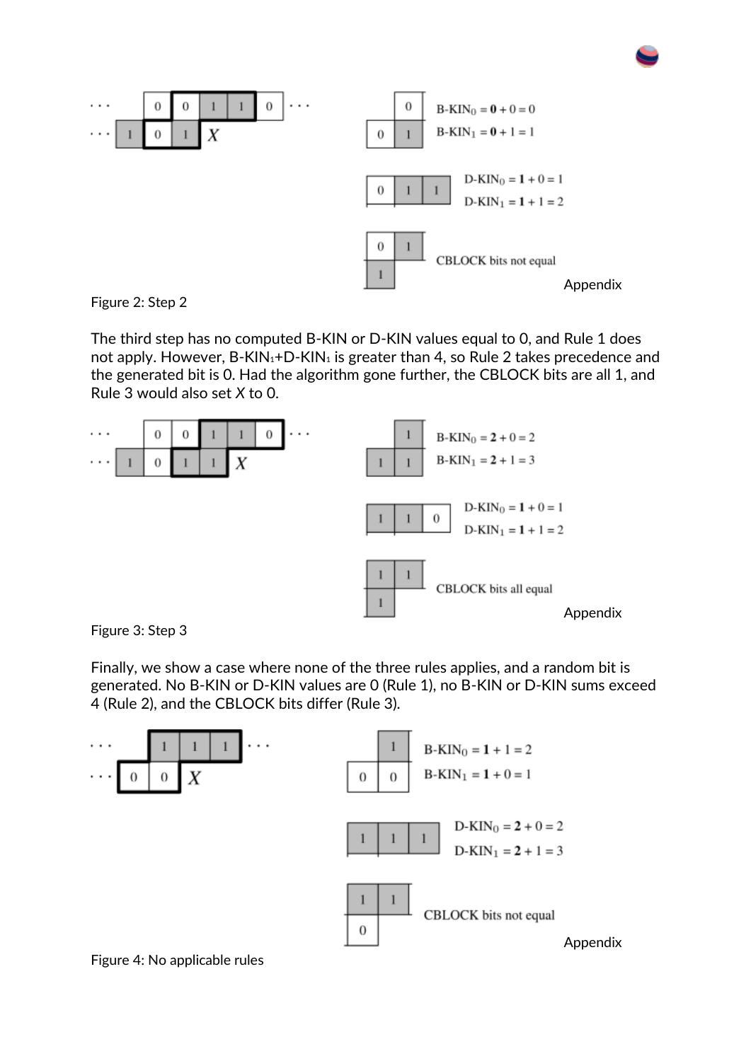Figure 2: Step 2

The third step has no computed B-KIN or D-KIN values equal to 0, and Rule 1 does not apply. However, $B\text{-}KIN_1 + D\text{-}KIN_1$ is greater than 4, so Rule 2 takes precedence and the generated bit is 0. Had the algorithm gone further, the CBLOCK bits are all 1, and Rule 3 would also set $X$ to 0.

Figure 3: Step 3

Finally, we show a case where none of the three rules applies, and a random bit is generated. No B-KIN or D-KIN values are 0 (Rule 1), no B-KIN or D-KIN sums exceed 4 (Rule 2), and the CBLOCK bits differ (Rule 3).

Figure 4: No applicable rules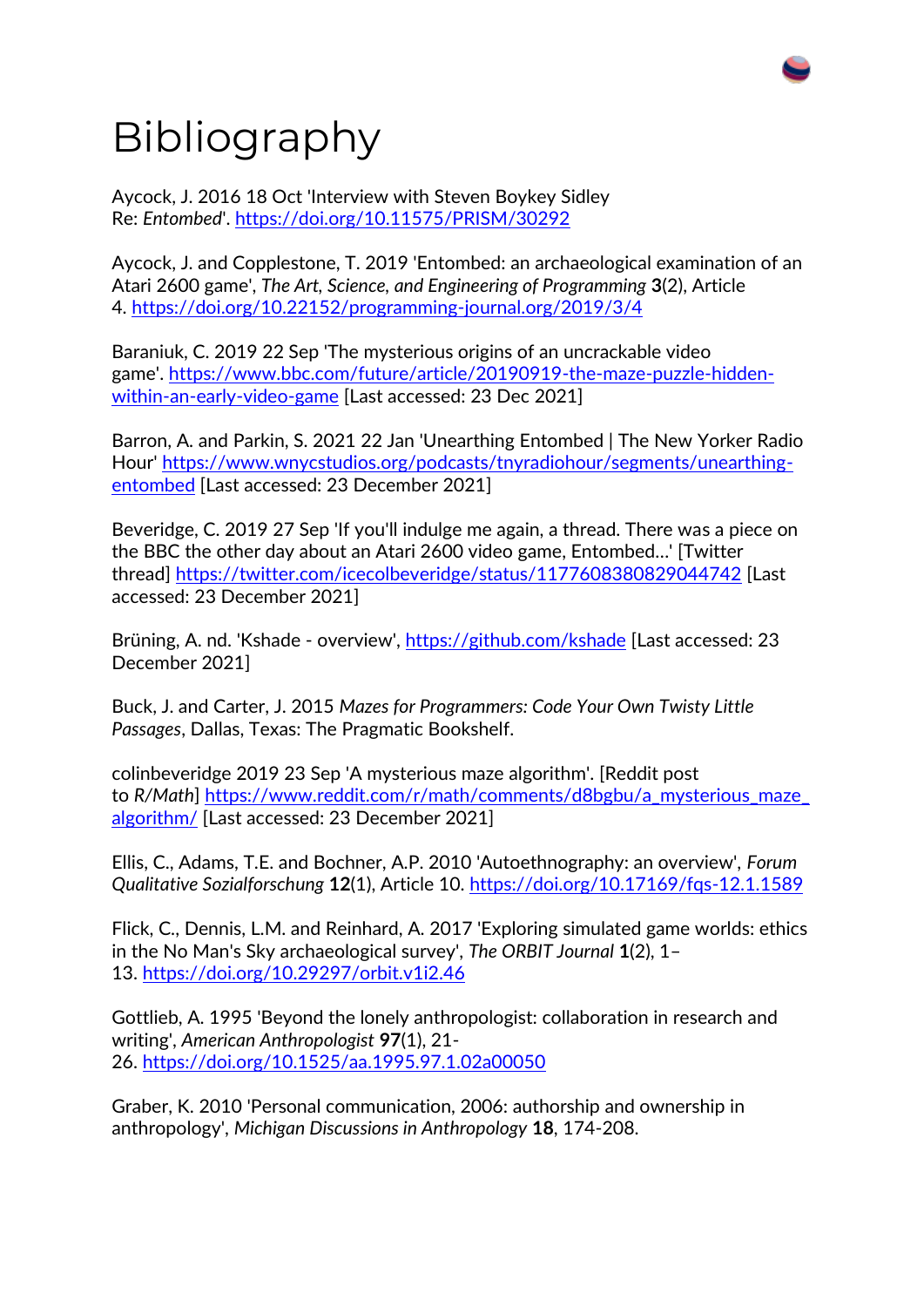# Bibliography

Aycock, J. 2016 18 Oct 'Interview with Steven Boykey Sidley Re: *Entombed*'. https://doi.org/10.11575/PRISM/30292

Aycock, J. and Copplestone, T. 2019 'Entombed: an archaeological examination of an Atari 2600 game', *The Art, Science, and Engineering of Programming* **3**(2), Article 4. https://doi.org/10.22152/programming-journal.org/2019/3/4

Baraniuk, C. 2019 22 Sep 'The mysterious origins of an uncrackable video game'. https://www.bbc.com/future/article/20190919-the-maze-puzzle-hidden-within-an-early-video-game [Last accessed: 23 Dec 2021]

Barron, A. and Parkin, S. 2021 22 Jan 'Unearthing Entombed | The New Yorker Radio Hour' https://www.wnycstudios.org/podcasts/tnyradiohour/segments/unearthing-entombed [Last accessed: 23 December 2021]

Beveridge, C. 2019 27 Sep 'If you'll indulge me again, a thread. There was a piece on the BBC the other day about an Atari 2600 video game, Entombed...' [Twitter thread] https://twitter.com/icecolbeveridge/status/1177608380829044742 [Last accessed: 23 December 2021]

Brüning, A. nd. 'Kshade - overview', https://github.com/kshade [Last accessed: 23 December 2021]

Buck, J. and Carter, J. 2015 *Mazes for Programmers: Code Your Own Twisty Little Passages*, Dallas, Texas: The Pragmatic Bookshelf.

colinbeveridge 2019 23 Sep 'A mysterious maze algorithm'. [Reddit post to *R/Math*] https://www.reddit.com/r/math/comments/d8bgbu/a_mysterious_maze_algorithm/ [Last accessed: 23 December 2021]

Ellis, C., Adams, T.E. and Bochner, A.P. 2010 'Autoethnography: an overview', *Forum Qualitative Sozialforschung* **12**(1), Article 10. https://doi.org/10.17169/fqs-12.1.1589

Flick, C., Dennis, L.M. and Reinhard, A. 2017 'Exploring simulated game worlds: ethics in the No Man's Sky archaeological survey', *The ORBIT Journal* **1**(2), 1–13. https://doi.org/10.29297/orbit.v1i2.46

Gottlieb, A. 1995 'Beyond the lonely anthropologist: collaboration in research and writing', *American Anthropologist* **97**(1), 21-26. https://doi.org/10.1525/aa.1995.97.1.02a00050

Graber, K. 2010 'Personal communication, 2006: authorship and ownership in anthropology', *Michigan Discussions in Anthropology* **18**, 174-208.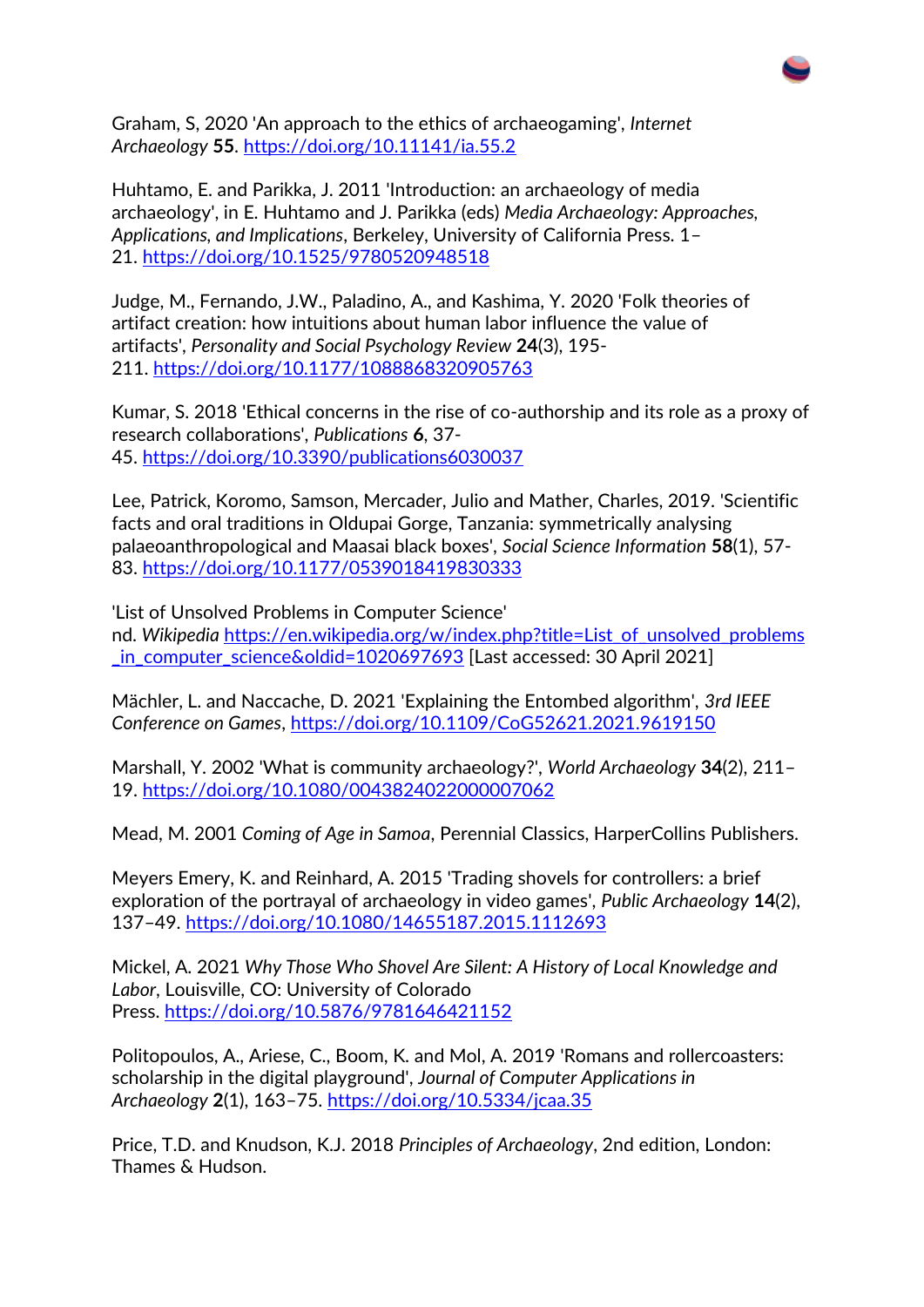Graham, S, 2020 'An approach to the ethics of archaeogaming', *Internet Archaeology* **55**. https://doi.org/10.11141/ia.55.2

Huhtamo, E. and Parikka, J. 2011 'Introduction: an archaeology of media archaeology', in E. Huhtamo and J. Parikka (eds) *Media Archaeology: Approaches, Applications, and Implications*, Berkeley, University of California Press. 1–21. https://doi.org/10.1525/9780520948518

Judge, M., Fernando, J.W., Paladino, A., and Kashima, Y. 2020 'Folk theories of artifact creation: how intuitions about human labor influence the value of artifacts', *Personality and Social Psychology Review* **24**(3), 195-211. https://doi.org/10.1177/1088868320905763

Kumar, S. 2018 'Ethical concerns in the rise of co-authorship and its role as a proxy of research collaborations', *Publications* **6**, 37-45. https://doi.org/10.3390/publications6030037

Lee, Patrick, Koromo, Samson, Mercader, Julio and Mather, Charles, 2019. 'Scientific facts and oral traditions in Oldupai Gorge, Tanzania: symmetrically analysing palaeoanthropological and Maasai black boxes', *Social Science Information* **58**(1), 57-83. https://doi.org/10.1177/0539018419830333

'List of Unsolved Problems in Computer Science' nd. *Wikipedia* https://en.wikipedia.org/w/index.php?title=List_of_unsolved_problems_in_computer_science&oldid=1020697693 [Last accessed: 30 April 2021]

Mächler, L. and Naccache, D. 2021 'Explaining the Entombed algorithm', *3rd IEEE Conference on Games*, https://doi.org/10.1109/CoG52621.2021.9619150

Marshall, Y. 2002 'What is community archaeology?', *World Archaeology* **34**(2), 211–19. https://doi.org/10.1080/0043824022000007062

Mead, M. 2001 *Coming of Age in Samoa*, Perennial Classics, HarperCollins Publishers.

Meyers Emery, K. and Reinhard, A. 2015 'Trading shovels for controllers: a brief exploration of the portrayal of archaeology in video games', *Public Archaeology* **14**(2), 137–49. https://doi.org/10.1080/14655187.2015.1112693

Mickel, A. 2021 *Why Those Who Shovel Are Silent: A History of Local Knowledge and Labor*, Louisville, CO: University of Colorado Press. https://doi.org/10.5876/9781646421152

Politopoulos, A., Ariese, C., Boom, K. and Mol, A. 2019 'Romans and rollercoasters: scholarship in the digital playground', *Journal of Computer Applications in Archaeology* **2**(1), 163–75. https://doi.org/10.5334/jcaa.35

Price, T.D. and Knudson, K.J. 2018 *Principles of Archaeology*, 2nd edition, London: Thames & Hudson.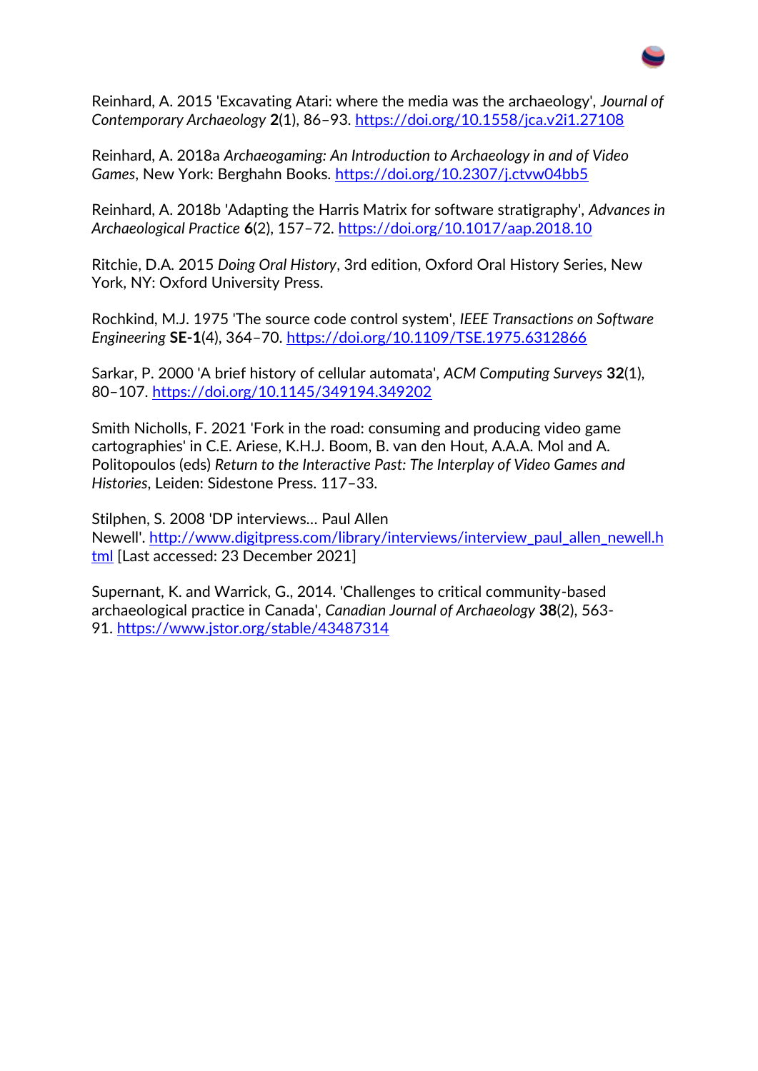Reinhard, A. 2015 'Excavating Atari: where the media was the archaeology', *Journal of Contemporary Archaeology* **2**(1), 86–93. https://doi.org/10.1558/jca.v2i1.27108

Reinhard, A. 2018a *Archaeogaming: An Introduction to Archaeology in and of Video Games*, New York: Berghahn Books. https://doi.org/10.2307/j.ctvw04bb5

Reinhard, A. 2018b 'Adapting the Harris Matrix for software stratigraphy', *Advances in Archaeological Practice* **6**(2), 157–72. https://doi.org/10.1017/aap.2018.10

Ritchie, D.A. 2015 *Doing Oral History*, 3rd edition, Oxford Oral History Series, New York, NY: Oxford University Press.

Rochkind, M.J. 1975 'The source code control system', *IEEE Transactions on Software Engineering* **SE-1**(4), 364–70. https://doi.org/10.1109/TSE.1975.6312866

Sarkar, P. 2000 'A brief history of cellular automata', *ACM Computing Surveys* **32**(1), 80–107. https://doi.org/10.1145/349194.349202

Smith Nicholls, F. 2021 'Fork in the road: consuming and producing video game cartographies' in C.E. Ariese, K.H.J. Boom, B. van den Hout, A.A.A. Mol and A. Politopoulos (eds) *Return to the Interactive Past: The Interplay of Video Games and Histories*, Leiden: Sidestone Press. 117–33.

Stilphen, S. 2008 'DP interviews... Paul Allen Newell'. http://www.digitpress.com/library/interviews/interview_paul_allen_newell.html [Last accessed: 23 December 2021]

Supernant, K. and Warrick, G., 2014. 'Challenges to critical community-based archaeological practice in Canada', *Canadian Journal of Archaeology* **38**(2), 563-91. https://www.jstor.org/stable/43487314